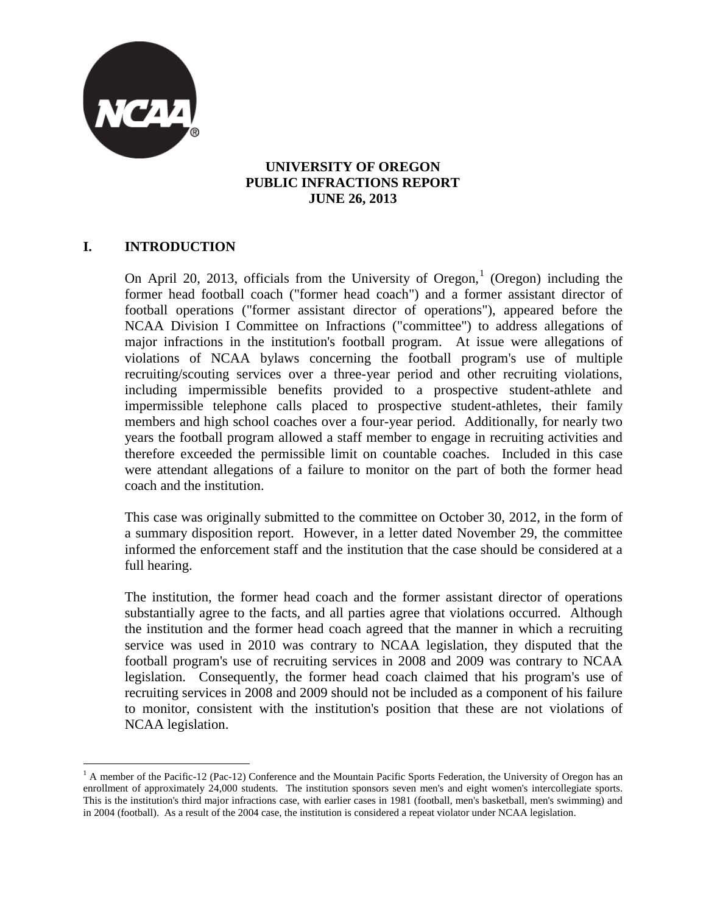**UNIVERSITY OF OREGON**
**PUBLIC INFRACTIONS REPORT**
**JUNE 26, 2013**

## I. INTRODUCTION

On April 20, 2013, officials from the University of Oregon,[1] (Oregon) including the former head football coach ("former head coach") and a former assistant director of football operations ("former assistant director of operations"), appeared before the NCAA Division I Committee on Infractions ("committee") to address allegations of major infractions in the institution's football program. At issue were allegations of violations of NCAA bylaws concerning the football program's use of multiple recruiting/scouting services over a three-year period and other recruiting violations, including impermissible benefits provided to a prospective student-athlete and impermissible telephone calls placed to prospective student-athletes, their family members and high school coaches over a four-year period. Additionally, for nearly two years the football program allowed a staff member to engage in recruiting activities and therefore exceeded the permissible limit on countable coaches. Included in this case were attendant allegations of a failure to monitor on the part of both the former head coach and the institution.

This case was originally submitted to the committee on October 30, 2012, in the form of a summary disposition report. However, in a letter dated November 29, the committee informed the enforcement staff and the institution that the case should be considered at a full hearing.

The institution, the former head coach and the former assistant director of operations substantially agree to the facts, and all parties agree that violations occurred. Although the institution and the former head coach agreed that the manner in which a recruiting service was used in 2010 was contrary to NCAA legislation, they disputed that the football program's use of recruiting services in 2008 and 2009 was contrary to NCAA legislation. Consequently, the former head coach claimed that his program's use of recruiting services in 2008 and 2009 should not be included as a component of his failure to monitor, consistent with the institution's position that these are not violations of NCAA legislation.

[1] A member of the Pacific-12 (Pac-12) Conference and the Mountain Pacific Sports Federation, the University of Oregon has an enrollment of approximately 24,000 students. The institution sponsors seven men's and eight women's intercollegiate sports. This is the institution's third major infractions case, with earlier cases in 1981 (football, men's basketball, men's swimming) and in 2004 (football). As a result of the 2004 case, the institution is considered a repeat violator under NCAA legislation.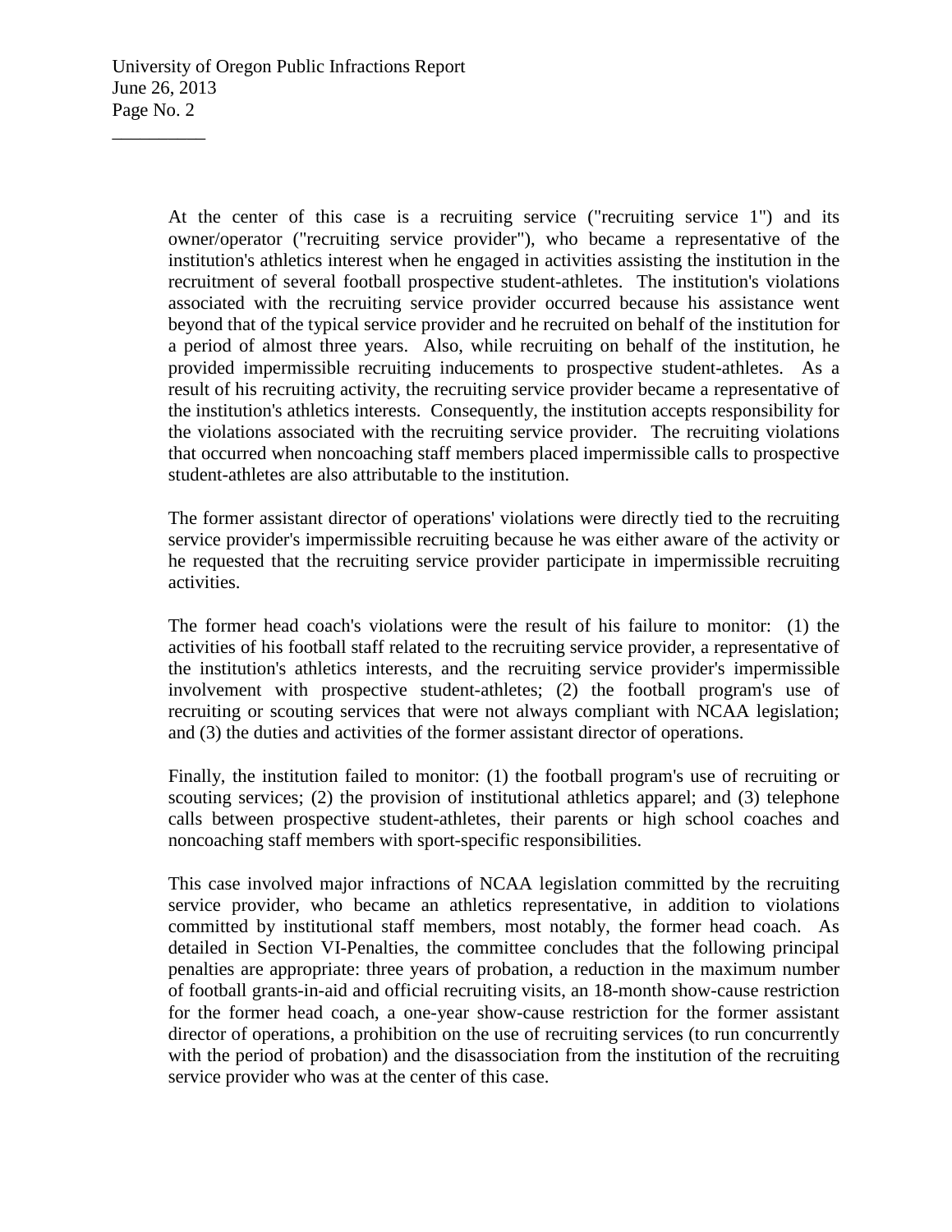At the center of this case is a recruiting service ("recruiting service 1") and its owner/operator ("recruiting service provider"), who became a representative of the institution's athletics interest when he engaged in activities assisting the institution in the recruitment of several football prospective student-athletes. The institution's violations associated with the recruiting service provider occurred because his assistance went beyond that of the typical service provider and he recruited on behalf of the institution for a period of almost three years. Also, while recruiting on behalf of the institution, he provided impermissible recruiting inducements to prospective student-athletes. As a result of his recruiting activity, the recruiting service provider became a representative of the institution's athletics interests. Consequently, the institution accepts responsibility for the violations associated with the recruiting service provider. The recruiting violations that occurred when noncoaching staff members placed impermissible calls to prospective student-athletes are also attributable to the institution.

The former assistant director of operations' violations were directly tied to the recruiting service provider's impermissible recruiting because he was either aware of the activity or he requested that the recruiting service provider participate in impermissible recruiting activities.

The former head coach's violations were the result of his failure to monitor: (1) the activities of his football staff related to the recruiting service provider, a representative of the institution's athletics interests, and the recruiting service provider's impermissible involvement with prospective student-athletes; (2) the football program's use of recruiting or scouting services that were not always compliant with NCAA legislation; and (3) the duties and activities of the former assistant director of operations.

Finally, the institution failed to monitor: (1) the football program's use of recruiting or scouting services; (2) the provision of institutional athletics apparel; and (3) telephone calls between prospective student-athletes, their parents or high school coaches and noncoaching staff members with sport-specific responsibilities.

This case involved major infractions of NCAA legislation committed by the recruiting service provider, who became an athletics representative, in addition to violations committed by institutional staff members, most notably, the former head coach. As detailed in Section VI-Penalties, the committee concludes that the following principal penalties are appropriate: three years of probation, a reduction in the maximum number of football grants-in-aid and official recruiting visits, an 18-month show-cause restriction for the former head coach, a one-year show-cause restriction for the former assistant director of operations, a prohibition on the use of recruiting services (to run concurrently with the period of probation) and the disassociation from the institution of the recruiting service provider who was at the center of this case.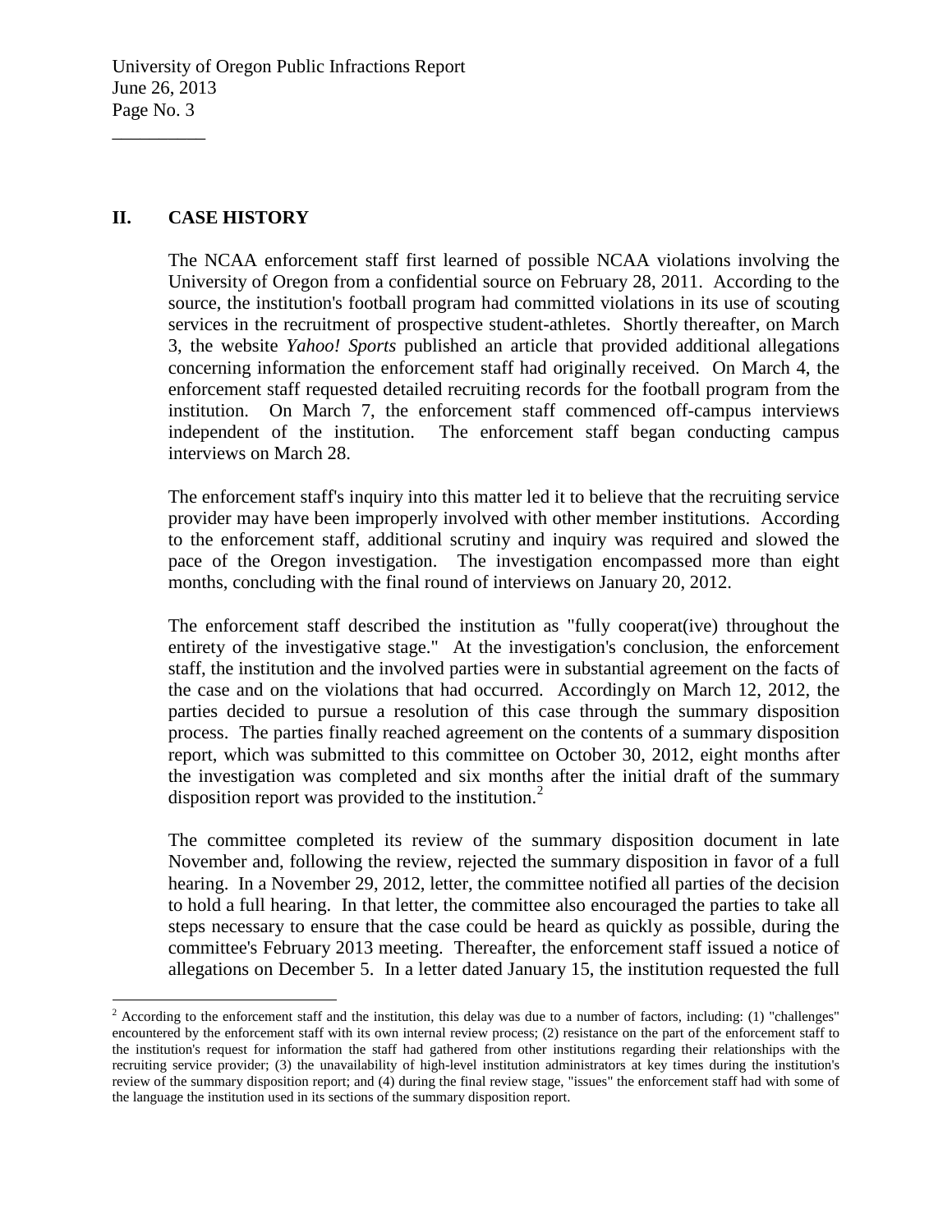## II. CASE HISTORY

The NCAA enforcement staff first learned of possible NCAA violations involving the University of Oregon from a confidential source on February 28, 2011. According to the source, the institution's football program had committed violations in its use of scouting services in the recruitment of prospective student-athletes. Shortly thereafter, on March 3, the website *Yahoo! Sports* published an article that provided additional allegations concerning information the enforcement staff had originally received. On March 4, the enforcement staff requested detailed recruiting records for the football program from the institution. On March 7, the enforcement staff commenced off-campus interviews independent of the institution. The enforcement staff began conducting campus interviews on March 28.

The enforcement staff's inquiry into this matter led it to believe that the recruiting service provider may have been improperly involved with other member institutions. According to the enforcement staff, additional scrutiny and inquiry was required and slowed the pace of the Oregon investigation. The investigation encompassed more than eight months, concluding with the final round of interviews on January 20, 2012.

The enforcement staff described the institution as "fully cooperat(ive) throughout the entirety of the investigative stage." At the investigation's conclusion, the enforcement staff, the institution and the involved parties were in substantial agreement on the facts of the case and on the violations that had occurred. Accordingly on March 12, 2012, the parties decided to pursue a resolution of this case through the summary disposition process. The parties finally reached agreement on the contents of a summary disposition report, which was submitted to this committee on October 30, 2012, eight months after the investigation was completed and six months after the initial draft of the summary disposition report was provided to the institution.[2]

The committee completed its review of the summary disposition document in late November and, following the review, rejected the summary disposition in favor of a full hearing. In a November 29, 2012, letter, the committee notified all parties of the decision to hold a full hearing. In that letter, the committee also encouraged the parties to take all steps necessary to ensure that the case could be heard as quickly as possible, during the committee's February 2013 meeting. Thereafter, the enforcement staff issued a notice of allegations on December 5. In a letter dated January 15, the institution requested the full

[2] According to the enforcement staff and the institution, this delay was due to a number of factors, including: (1) "challenges" encountered by the enforcement staff with its own internal review process; (2) resistance on the part of the enforcement staff to the institution's request for information the staff had gathered from other institutions regarding their relationships with the recruiting service provider; (3) the unavailability of high-level institution administrators at key times during the institution's review of the summary disposition report; and (4) during the final review stage, "issues" the enforcement staff had with some of the language the institution used in its sections of the summary disposition report.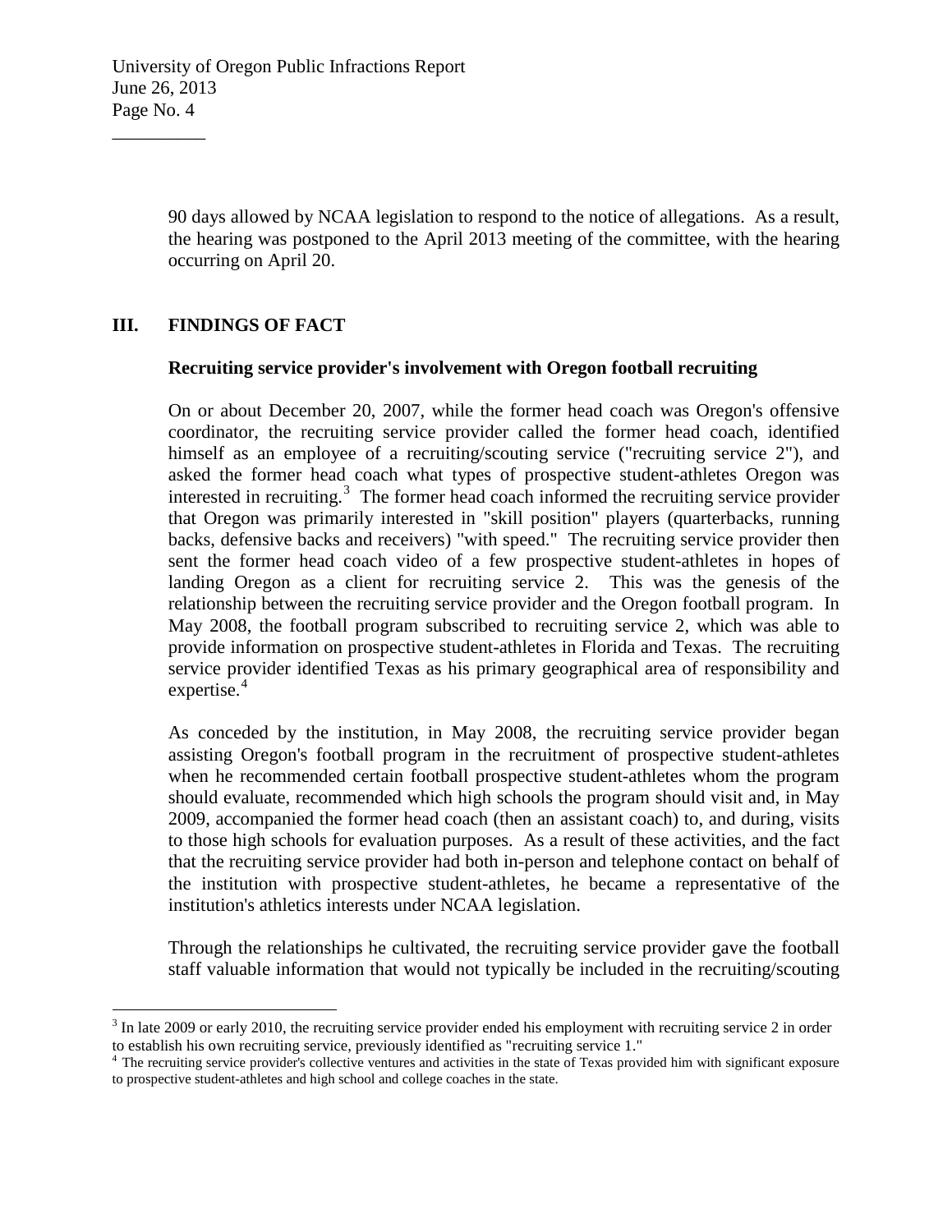90 days allowed by NCAA legislation to respond to the notice of allegations. As a result, the hearing was postponed to the April 2013 meeting of the committee, with the hearing occurring on April 20.

## III. FINDINGS OF FACT

**Recruiting service provider's involvement with Oregon football recruiting**

On or about December 20, 2007, while the former head coach was Oregon's offensive coordinator, the recruiting service provider called the former head coach, identified himself as an employee of a recruiting/scouting service ("recruiting service 2"), and asked the former head coach what types of prospective student-athletes Oregon was interested in recruiting.[3] The former head coach informed the recruiting service provider that Oregon was primarily interested in "skill position" players (quarterbacks, running backs, defensive backs and receivers) "with speed." The recruiting service provider then sent the former head coach video of a few prospective student-athletes in hopes of landing Oregon as a client for recruiting service 2. This was the genesis of the relationship between the recruiting service provider and the Oregon football program. In May 2008, the football program subscribed to recruiting service 2, which was able to provide information on prospective student-athletes in Florida and Texas. The recruiting service provider identified Texas as his primary geographical area of responsibility and expertise.[4]

As conceded by the institution, in May 2008, the recruiting service provider began assisting Oregon's football program in the recruitment of prospective student-athletes when he recommended certain football prospective student-athletes whom the program should evaluate, recommended which high schools the program should visit and, in May 2009, accompanied the former head coach (then an assistant coach) to, and during, visits to those high schools for evaluation purposes. As a result of these activities, and the fact that the recruiting service provider had both in-person and telephone contact on behalf of the institution with prospective student-athletes, he became a representative of the institution's athletics interests under NCAA legislation.

Through the relationships he cultivated, the recruiting service provider gave the football staff valuable information that would not typically be included in the recruiting/scouting

---

[3] In late 2009 or early 2010, the recruiting service provider ended his employment with recruiting service 2 in order to establish his own recruiting service, previously identified as "recruiting service 1."

[4] The recruiting service provider's collective ventures and activities in the state of Texas provided him with significant exposure to prospective student-athletes and high school and college coaches in the state.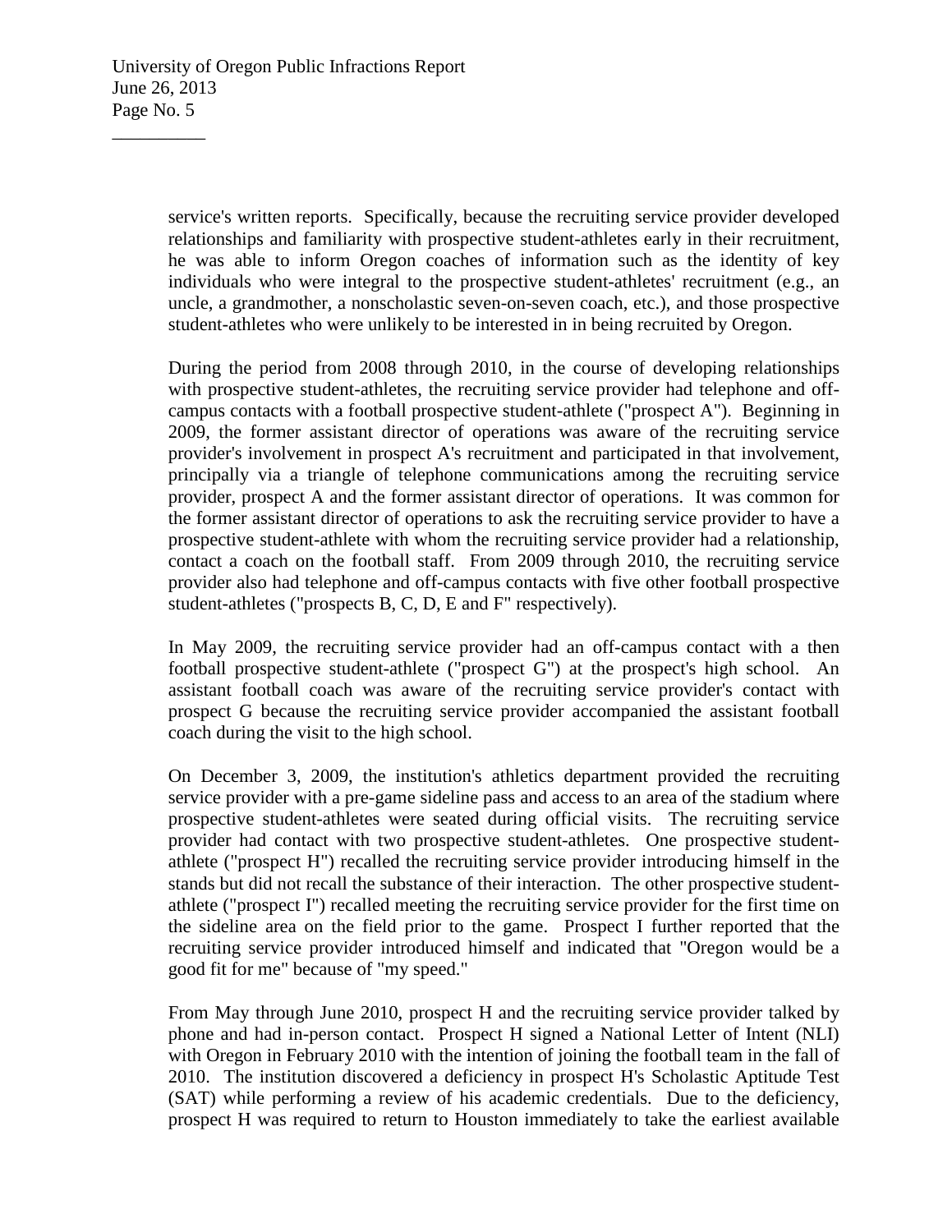service's written reports. Specifically, because the recruiting service provider developed relationships and familiarity with prospective student-athletes early in their recruitment, he was able to inform Oregon coaches of information such as the identity of key individuals who were integral to the prospective student-athletes' recruitment (e.g., an uncle, a grandmother, a nonscholastic seven-on-seven coach, etc.), and those prospective student-athletes who were unlikely to be interested in in being recruited by Oregon.

During the period from 2008 through 2010, in the course of developing relationships with prospective student-athletes, the recruiting service provider had telephone and off-campus contacts with a football prospective student-athlete ("prospect A"). Beginning in 2009, the former assistant director of operations was aware of the recruiting service provider's involvement in prospect A's recruitment and participated in that involvement, principally via a triangle of telephone communications among the recruiting service provider, prospect A and the former assistant director of operations. It was common for the former assistant director of operations to ask the recruiting service provider to have a prospective student-athlete with whom the recruiting service provider had a relationship, contact a coach on the football staff. From 2009 through 2010, the recruiting service provider also had telephone and off-campus contacts with five other football prospective student-athletes ("prospects B, C, D, E and F" respectively).

In May 2009, the recruiting service provider had an off-campus contact with a then football prospective student-athlete ("prospect G") at the prospect's high school. An assistant football coach was aware of the recruiting service provider's contact with prospect G because the recruiting service provider accompanied the assistant football coach during the visit to the high school.

On December 3, 2009, the institution's athletics department provided the recruiting service provider with a pre-game sideline pass and access to an area of the stadium where prospective student-athletes were seated during official visits. The recruiting service provider had contact with two prospective student-athletes. One prospective student-athlete ("prospect H") recalled the recruiting service provider introducing himself in the stands but did not recall the substance of their interaction. The other prospective student-athlete ("prospect I") recalled meeting the recruiting service provider for the first time on the sideline area on the field prior to the game. Prospect I further reported that the recruiting service provider introduced himself and indicated that "Oregon would be a good fit for me" because of "my speed."

From May through June 2010, prospect H and the recruiting service provider talked by phone and had in-person contact. Prospect H signed a National Letter of Intent (NLI) with Oregon in February 2010 with the intention of joining the football team in the fall of 2010. The institution discovered a deficiency in prospect H's Scholastic Aptitude Test (SAT) while performing a review of his academic credentials. Due to the deficiency, prospect H was required to return to Houston immediately to take the earliest available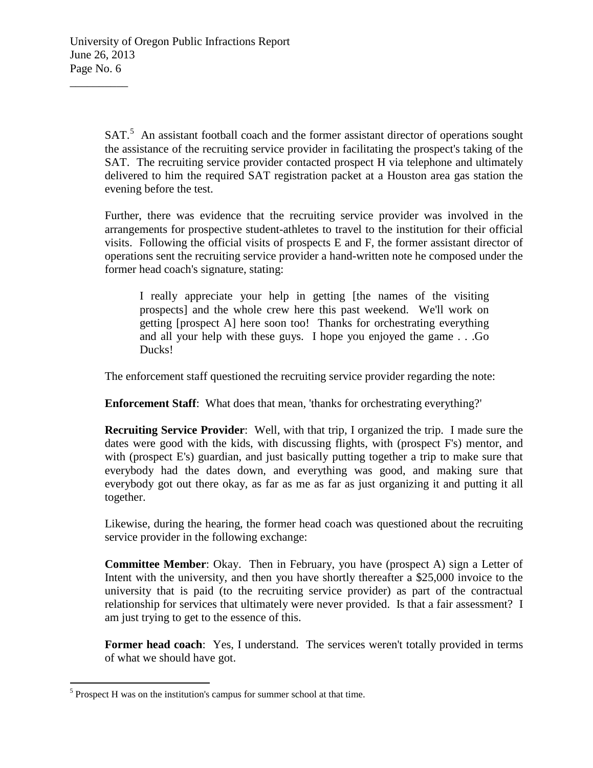SAT.[5] An assistant football coach and the former assistant director of operations sought the assistance of the recruiting service provider in facilitating the prospect's taking of the SAT. The recruiting service provider contacted prospect H via telephone and ultimately delivered to him the required SAT registration packet at a Houston area gas station the evening before the test.

Further, there was evidence that the recruiting service provider was involved in the arrangements for prospective student-athletes to travel to the institution for their official visits. Following the official visits of prospects E and F, the former assistant director of operations sent the recruiting service provider a hand-written note he composed under the former head coach's signature, stating:

> I really appreciate your help in getting [the names of the visiting prospects] and the whole crew here this past weekend. We'll work on getting [prospect A] here soon too! Thanks for orchestrating everything and all your help with these guys. I hope you enjoyed the game . . .Go Ducks!

The enforcement staff questioned the recruiting service provider regarding the note:

**Enforcement Staff**: What does that mean, 'thanks for orchestrating everything?'

**Recruiting Service Provider**: Well, with that trip, I organized the trip. I made sure the dates were good with the kids, with discussing flights, with (prospect F's) mentor, and with (prospect E's) guardian, and just basically putting together a trip to make sure that everybody had the dates down, and everything was good, and making sure that everybody got out there okay, as far as me as far as just organizing it and putting it all together.

Likewise, during the hearing, the former head coach was questioned about the recruiting service provider in the following exchange:

**Committee Member**: Okay. Then in February, you have (prospect A) sign a Letter of Intent with the university, and then you have shortly thereafter a $25,000 invoice to the university that is paid (to the recruiting service provider) as part of the contractual relationship for services that ultimately were never provided. Is that a fair assessment? I am just trying to get to the essence of this.

**Former head coach**: Yes, I understand. The services weren't totally provided in terms of what we should have got.

---

[5] Prospect H was on the institution's campus for summer school at that time.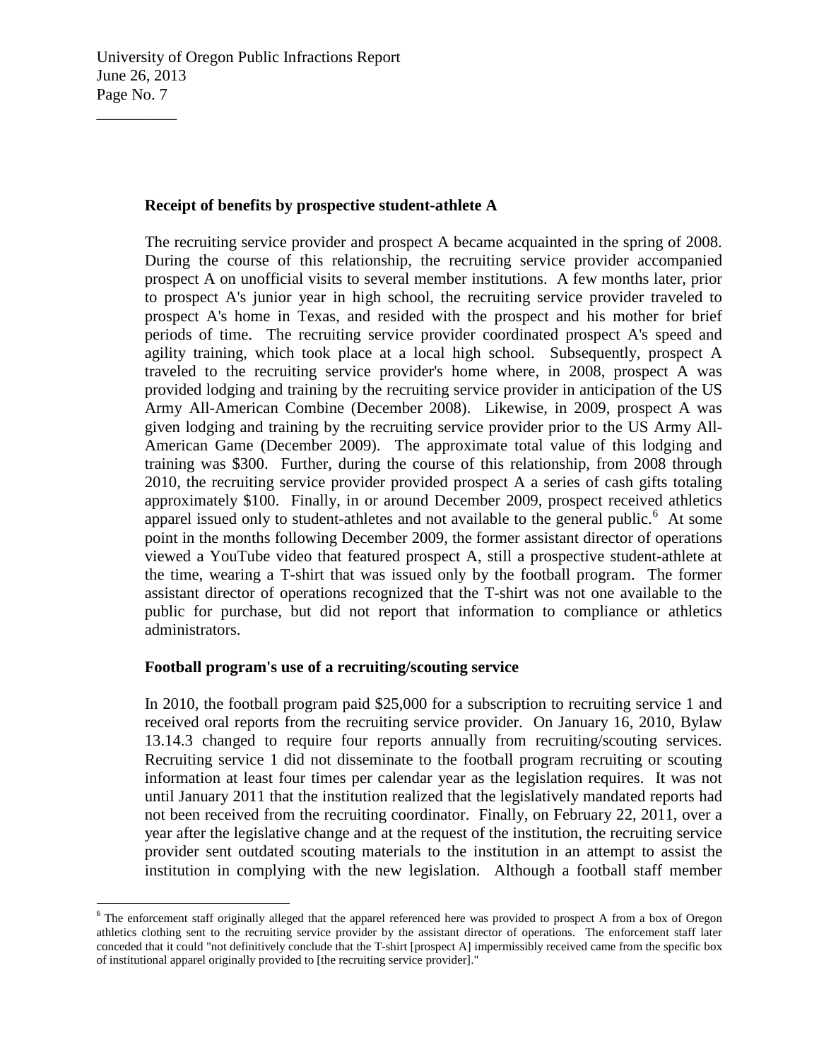**Receipt of benefits by prospective student-athlete A**

The recruiting service provider and prospect A became acquainted in the spring of 2008. During the course of this relationship, the recruiting service provider accompanied prospect A on unofficial visits to several member institutions. A few months later, prior to prospect A's junior year in high school, the recruiting service provider traveled to prospect A's home in Texas, and resided with the prospect and his mother for brief periods of time. The recruiting service provider coordinated prospect A's speed and agility training, which took place at a local high school. Subsequently, prospect A traveled to the recruiting service provider's home where, in 2008, prospect A was provided lodging and training by the recruiting service provider in anticipation of the US Army All-American Combine (December 2008). Likewise, in 2009, prospect A was given lodging and training by the recruiting service provider prior to the US Army All-American Game (December 2009). The approximate total value of this lodging and training was $300. Further, during the course of this relationship, from 2008 through 2010, the recruiting service provider provided prospect A a series of cash gifts totaling approximately $100. Finally, in or around December 2009, prospect received athletics apparel issued only to student-athletes and not available to the general public.[6] At some point in the months following December 2009, the former assistant director of operations viewed a YouTube video that featured prospect A, still a prospective student-athlete at the time, wearing a T-shirt that was issued only by the football program. The former assistant director of operations recognized that the T-shirt was not one available to the public for purchase, but did not report that information to compliance or athletics administrators.

**Football program's use of a recruiting/scouting service**

In 2010, the football program paid $25,000 for a subscription to recruiting service 1 and received oral reports from the recruiting service provider. On January 16, 2010, Bylaw 13.14.3 changed to require four reports annually from recruiting/scouting services. Recruiting service 1 did not disseminate to the football program recruiting or scouting information at least four times per calendar year as the legislation requires. It was not until January 2011 that the institution realized that the legislatively mandated reports had not been received from the recruiting coordinator. Finally, on February 22, 2011, over a year after the legislative change and at the request of the institution, the recruiting service provider sent outdated scouting materials to the institution in an attempt to assist the institution in complying with the new legislation. Although a football staff member

[6] The enforcement staff originally alleged that the apparel referenced here was provided to prospect A from a box of Oregon athletics clothing sent to the recruiting service provider by the assistant director of operations. The enforcement staff later conceded that it could "not definitively conclude that the T-shirt [prospect A] impermissibly received came from the specific box of institutional apparel originally provided to [the recruiting service provider]."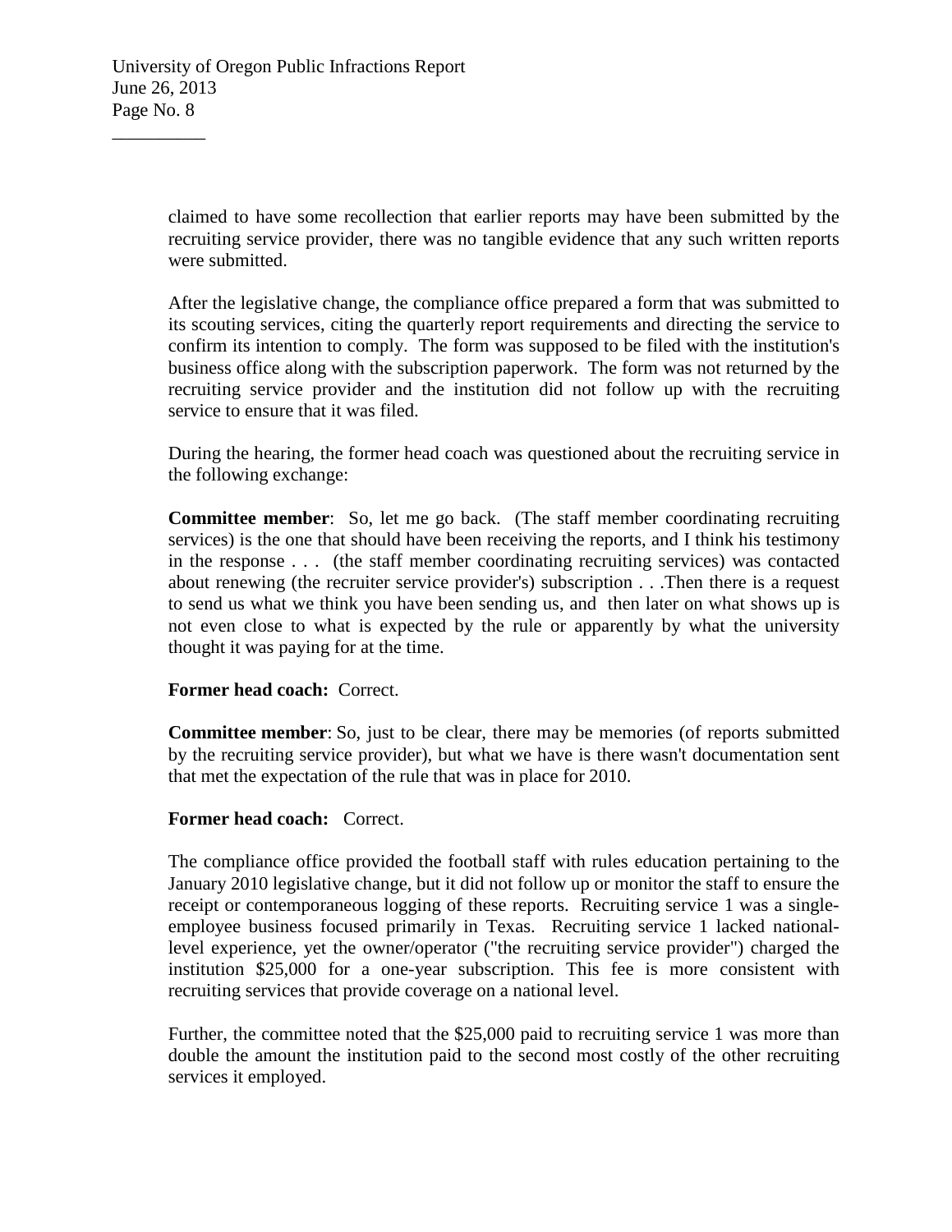claimed to have some recollection that earlier reports may have been submitted by the recruiting service provider, there was no tangible evidence that any such written reports were submitted.

After the legislative change, the compliance office prepared a form that was submitted to its scouting services, citing the quarterly report requirements and directing the service to confirm its intention to comply. The form was supposed to be filed with the institution's business office along with the subscription paperwork. The form was not returned by the recruiting service provider and the institution did not follow up with the recruiting service to ensure that it was filed.

During the hearing, the former head coach was questioned about the recruiting service in the following exchange:

**Committee member**: So, let me go back. (The staff member coordinating recruiting services) is the one that should have been receiving the reports, and I think his testimony in the response . . . (the staff member coordinating recruiting services) was contacted about renewing (the recruiter service provider's) subscription . . .Then there is a request to send us what we think you have been sending us, and then later on what shows up is not even close to what is expected by the rule or apparently by what the university thought it was paying for at the time.

**Former head coach:** Correct.

**Committee member**: So, just to be clear, there may be memories (of reports submitted by the recruiting service provider), but what we have is there wasn't documentation sent that met the expectation of the rule that was in place for 2010.

**Former head coach:** Correct.

The compliance office provided the football staff with rules education pertaining to the January 2010 legislative change, but it did not follow up or monitor the staff to ensure the receipt or contemporaneous logging of these reports. Recruiting service 1 was a single-employee business focused primarily in Texas. Recruiting service 1 lacked national-level experience, yet the owner/operator ("the recruiting service provider") charged the institution $25,000 for a one-year subscription. This fee is more consistent with recruiting services that provide coverage on a national level.

Further, the committee noted that the $25,000 paid to recruiting service 1 was more than double the amount the institution paid to the second most costly of the other recruiting services it employed.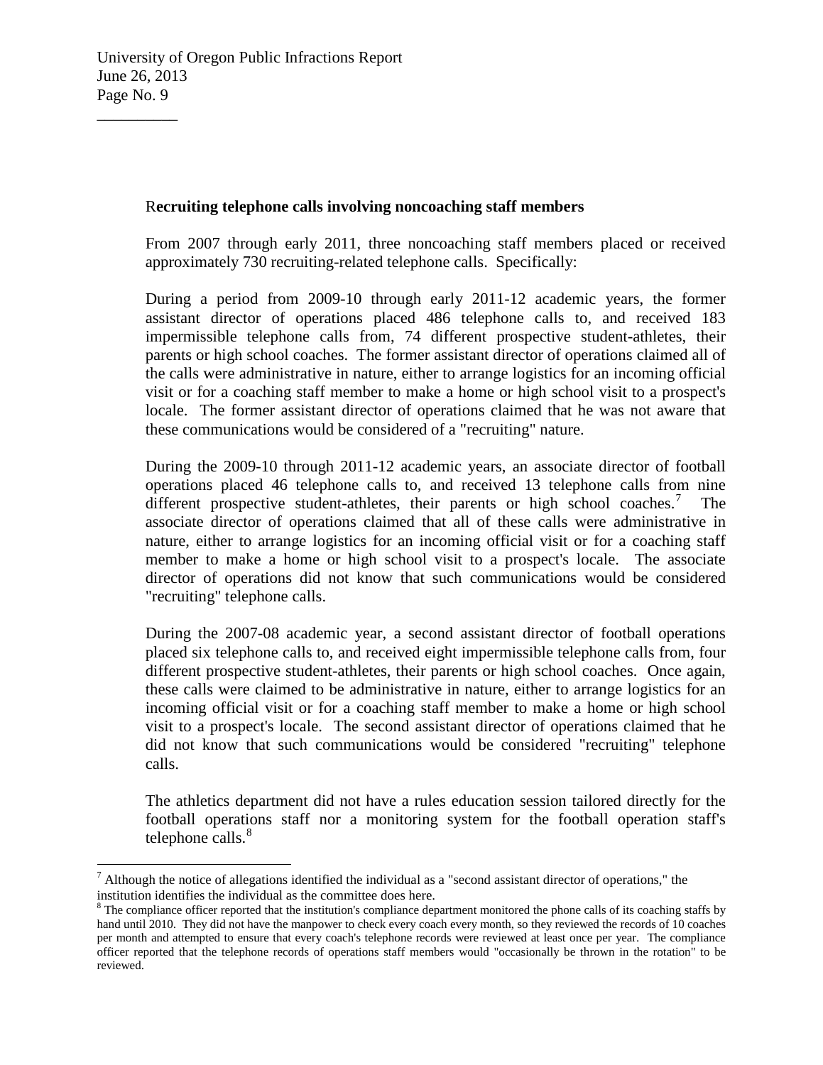**Recruiting telephone calls involving noncoaching staff members**

From 2007 through early 2011, three noncoaching staff members placed or received approximately 730 recruiting-related telephone calls. Specifically:

During a period from 2009-10 through early 2011-12 academic years, the former assistant director of operations placed 486 telephone calls to, and received 183 impermissible telephone calls from, 74 different prospective student-athletes, their parents or high school coaches. The former assistant director of operations claimed all of the calls were administrative in nature, either to arrange logistics for an incoming official visit or for a coaching staff member to make a home or high school visit to a prospect's locale. The former assistant director of operations claimed that he was not aware that these communications would be considered of a "recruiting" nature.

During the 2009-10 through 2011-12 academic years, an associate director of football operations placed 46 telephone calls to, and received 13 telephone calls from nine different prospective student-athletes, their parents or high school coaches.[7] The associate director of operations claimed that all of these calls were administrative in nature, either to arrange logistics for an incoming official visit or for a coaching staff member to make a home or high school visit to a prospect's locale. The associate director of operations did not know that such communications would be considered "recruiting" telephone calls.

During the 2007-08 academic year, a second assistant director of football operations placed six telephone calls to, and received eight impermissible telephone calls from, four different prospective student-athletes, their parents or high school coaches. Once again, these calls were claimed to be administrative in nature, either to arrange logistics for an incoming official visit or for a coaching staff member to make a home or high school visit to a prospect's locale. The second assistant director of operations claimed that he did not know that such communications would be considered "recruiting" telephone calls.

The athletics department did not have a rules education session tailored directly for the football operations staff nor a monitoring system for the football operation staff's telephone calls.[8]

---

[7] Although the notice of allegations identified the individual as a "second assistant director of operations," the institution identifies the individual as the committee does here.

[8] The compliance officer reported that the institution's compliance department monitored the phone calls of its coaching staffs by hand until 2010. They did not have the manpower to check every coach every month, so they reviewed the records of 10 coaches per month and attempted to ensure that every coach's telephone records were reviewed at least once per year. The compliance officer reported that the telephone records of operations staff members would "occasionally be thrown in the rotation" to be reviewed.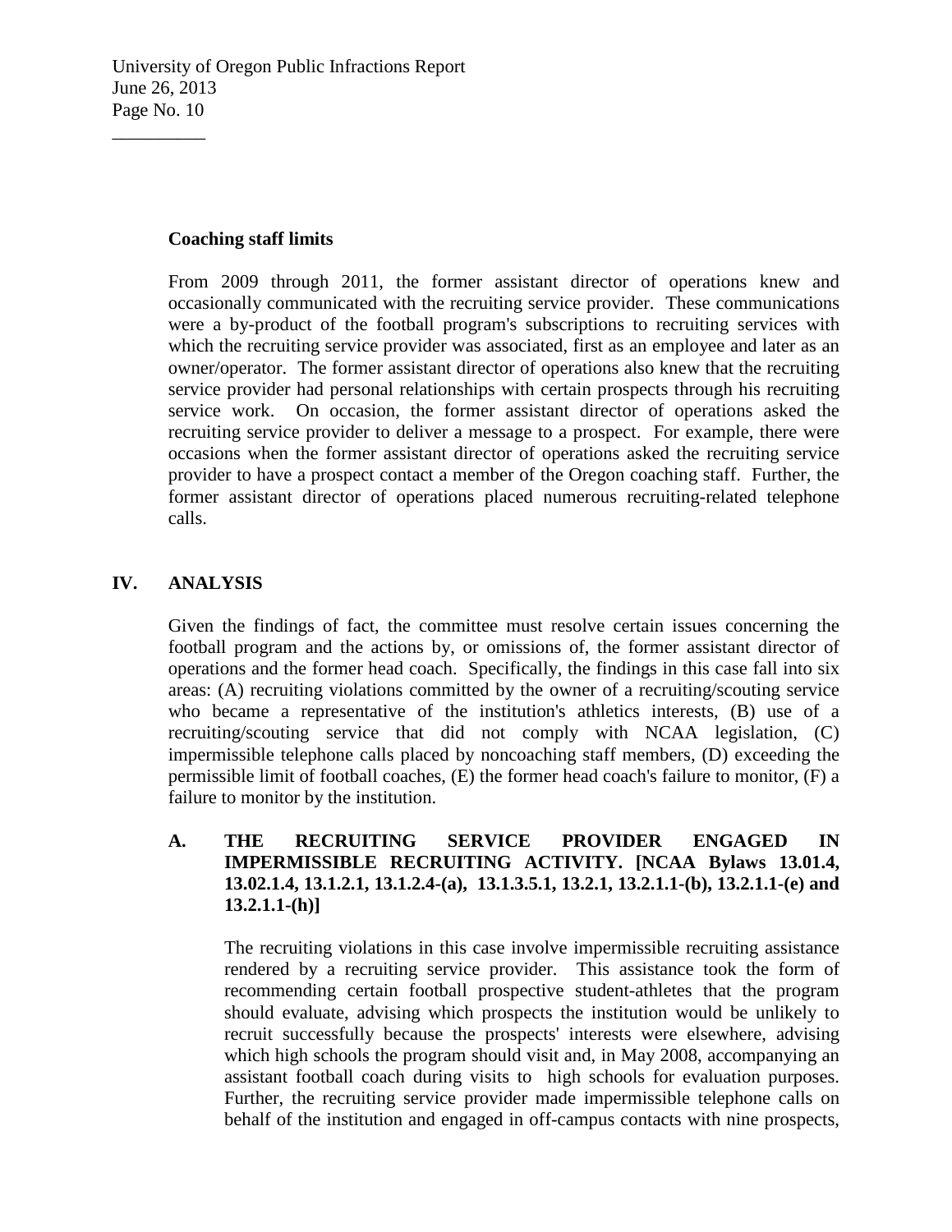**Coaching staff limits**

From 2009 through 2011, the former assistant director of operations knew and occasionally communicated with the recruiting service provider. These communications were a by-product of the football program's subscriptions to recruiting services with which the recruiting service provider was associated, first as an employee and later as an owner/operator. The former assistant director of operations also knew that the recruiting service provider had personal relationships with certain prospects through his recruiting service work. On occasion, the former assistant director of operations asked the recruiting service provider to deliver a message to a prospect. For example, there were occasions when the former assistant director of operations asked the recruiting service provider to have a prospect contact a member of the Oregon coaching staff. Further, the former assistant director of operations placed numerous recruiting-related telephone calls.

## IV. ANALYSIS

Given the findings of fact, the committee must resolve certain issues concerning the football program and the actions by, or omissions of, the former assistant director of operations and the former head coach. Specifically, the findings in this case fall into six areas: (A) recruiting violations committed by the owner of a recruiting/scouting service who became a representative of the institution's athletics interests, (B) use of a recruiting/scouting service that did not comply with NCAA legislation, (C) impermissible telephone calls placed by noncoaching staff members, (D) exceeding the permissible limit of football coaches, (E) the former head coach's failure to monitor, (F) a failure to monitor by the institution.

### A. THE RECRUITING SERVICE PROVIDER ENGAGED IN IMPERMISSIBLE RECRUITING ACTIVITY. [NCAA Bylaws 13.01.4, 13.02.1.4, 13.1.2.1, 13.1.2.4-(a), 13.1.3.5.1, 13.2.1, 13.2.1.1-(b), 13.2.1.1-(e) and 13.2.1.1-(h)]

The recruiting violations in this case involve impermissible recruiting assistance rendered by a recruiting service provider. This assistance took the form of recommending certain football prospective student-athletes that the program should evaluate, advising which prospects the institution would be unlikely to recruit successfully because the prospects' interests were elsewhere, advising which high schools the program should visit and, in May 2008, accompanying an assistant football coach during visits to high schools for evaluation purposes. Further, the recruiting service provider made impermissible telephone calls on behalf of the institution and engaged in off-campus contacts with nine prospects,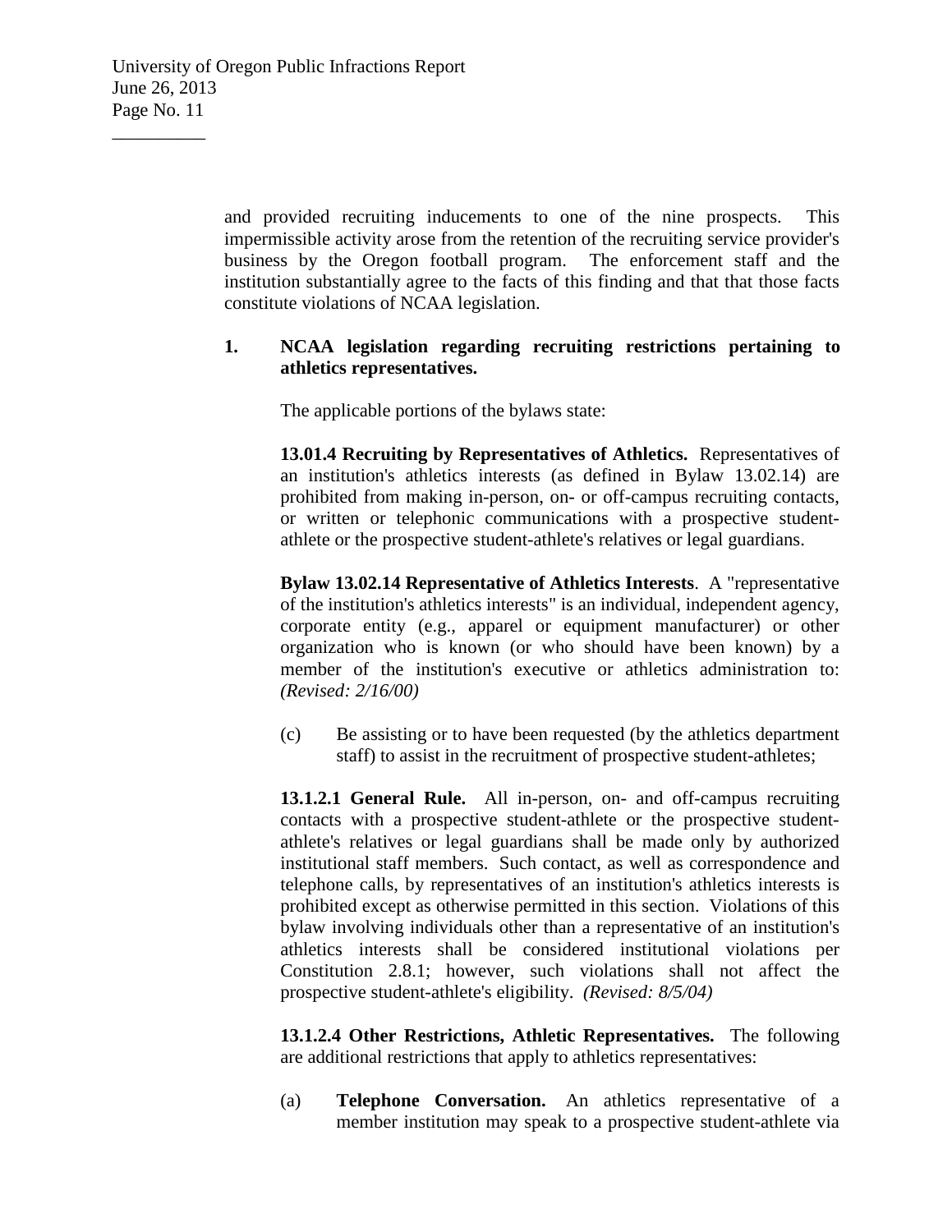and provided recruiting inducements to one of the nine prospects. This impermissible activity arose from the retention of the recruiting service provider's business by the Oregon football program. The enforcement staff and the institution substantially agree to the facts of this finding and that that those facts constitute violations of NCAA legislation.

**1. NCAA legislation regarding recruiting restrictions pertaining to athletics representatives.**

The applicable portions of the bylaws state:

**13.01.4 Recruiting by Representatives of Athletics.** Representatives of an institution's athletics interests (as defined in Bylaw 13.02.14) are prohibited from making in-person, on- or off-campus recruiting contacts, or written or telephonic communications with a prospective student-athlete or the prospective student-athlete's relatives or legal guardians.

**Bylaw 13.02.14 Representative of Athletics Interests**. A "representative of the institution's athletics interests" is an individual, independent agency, corporate entity (e.g., apparel or equipment manufacturer) or other organization who is known (or who should have been known) by a member of the institution's executive or athletics administration to: *(Revised: 2/16/00)*

(c) Be assisting or to have been requested (by the athletics department staff) to assist in the recruitment of prospective student-athletes;

**13.1.2.1 General Rule.** All in-person, on- and off-campus recruiting contacts with a prospective student-athlete or the prospective student-athlete's relatives or legal guardians shall be made only by authorized institutional staff members. Such contact, as well as correspondence and telephone calls, by representatives of an institution's athletics interests is prohibited except as otherwise permitted in this section. Violations of this bylaw involving individuals other than a representative of an institution's athletics interests shall be considered institutional violations per Constitution 2.8.1; however, such violations shall not affect the prospective student-athlete's eligibility. *(Revised: 8/5/04)*

**13.1.2.4 Other Restrictions, Athletic Representatives.** The following are additional restrictions that apply to athletics representatives:

(a) **Telephone Conversation.** An athletics representative of a member institution may speak to a prospective student-athlete via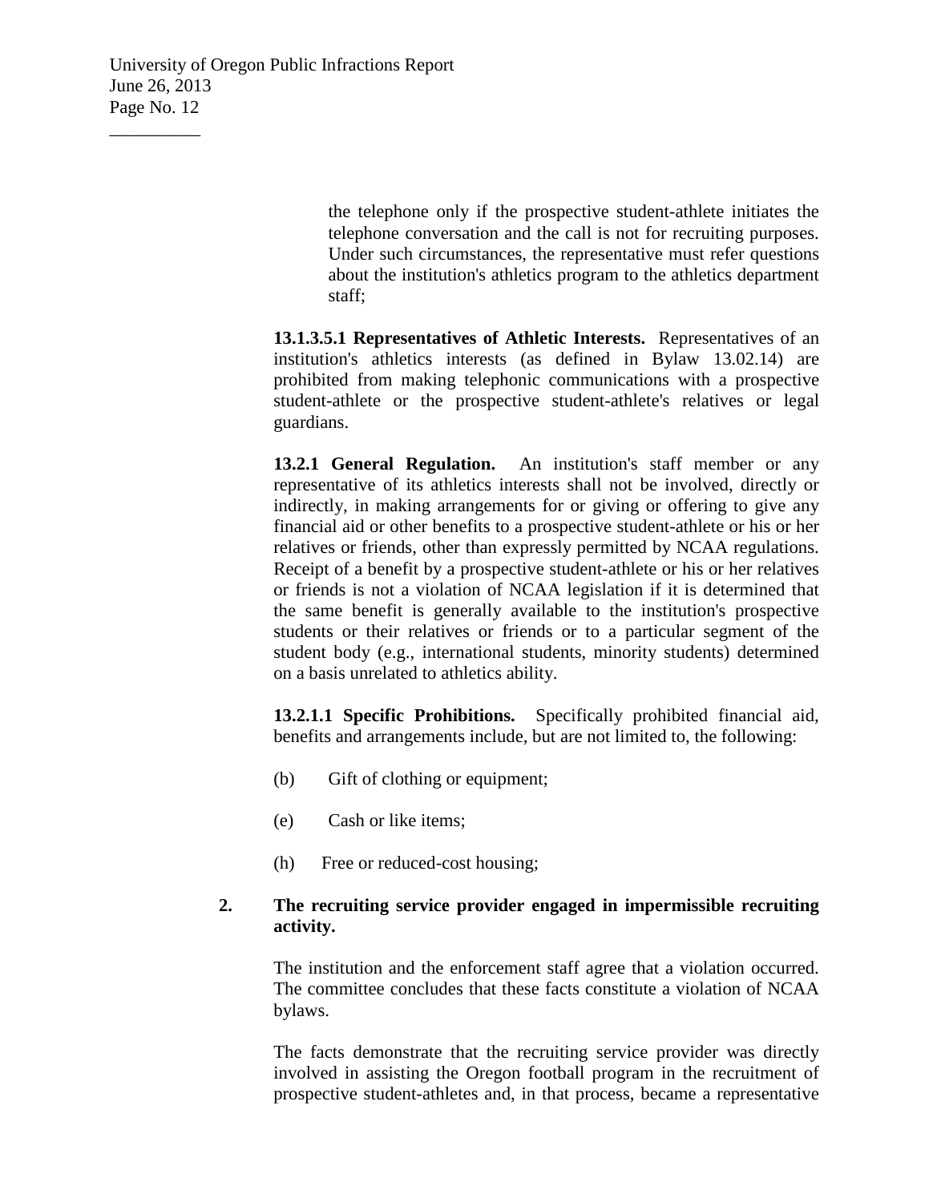the telephone only if the prospective student-athlete initiates the telephone conversation and the call is not for recruiting purposes. Under such circumstances, the representative must refer questions about the institution's athletics program to the athletics department staff;

**13.1.3.5.1 Representatives of Athletic Interests.** Representatives of an institution's athletics interests (as defined in Bylaw 13.02.14) are prohibited from making telephonic communications with a prospective student-athlete or the prospective student-athlete's relatives or legal guardians.

**13.2.1 General Regulation.** An institution's staff member or any representative of its athletics interests shall not be involved, directly or indirectly, in making arrangements for or giving or offering to give any financial aid or other benefits to a prospective student-athlete or his or her relatives or friends, other than expressly permitted by NCAA regulations. Receipt of a benefit by a prospective student-athlete or his or her relatives or friends is not a violation of NCAA legislation if it is determined that the same benefit is generally available to the institution's prospective students or their relatives or friends or to a particular segment of the student body (e.g., international students, minority students) determined on a basis unrelated to athletics ability.

**13.2.1.1 Specific Prohibitions.** Specifically prohibited financial aid, benefits and arrangements include, but are not limited to, the following:

(b) Gift of clothing or equipment;

(e) Cash or like items;

(h) Free or reduced-cost housing;

**2. The recruiting service provider engaged in impermissible recruiting activity.**

The institution and the enforcement staff agree that a violation occurred. The committee concludes that these facts constitute a violation of NCAA bylaws.

The facts demonstrate that the recruiting service provider was directly involved in assisting the Oregon football program in the recruitment of prospective student-athletes and, in that process, became a representative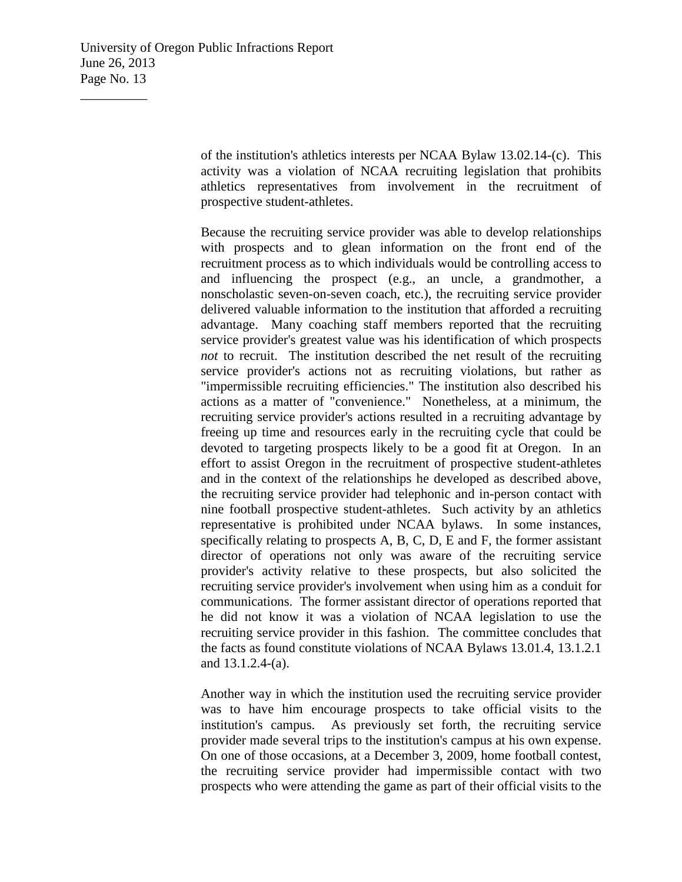of the institution's athletics interests per NCAA Bylaw 13.02.14-(c). This activity was a violation of NCAA recruiting legislation that prohibits athletics representatives from involvement in the recruitment of prospective student-athletes.

Because the recruiting service provider was able to develop relationships with prospects and to glean information on the front end of the recruitment process as to which individuals would be controlling access to and influencing the prospect (e.g., an uncle, a grandmother, a nonscholastic seven-on-seven coach, etc.), the recruiting service provider delivered valuable information to the institution that afforded a recruiting advantage. Many coaching staff members reported that the recruiting service provider's greatest value was his identification of which prospects *not* to recruit. The institution described the net result of the recruiting service provider's actions not as recruiting violations, but rather as "impermissible recruiting efficiencies." The institution also described his actions as a matter of "convenience." Nonetheless, at a minimum, the recruiting service provider's actions resulted in a recruiting advantage by freeing up time and resources early in the recruiting cycle that could be devoted to targeting prospects likely to be a good fit at Oregon. In an effort to assist Oregon in the recruitment of prospective student-athletes and in the context of the relationships he developed as described above, the recruiting service provider had telephonic and in-person contact with nine football prospective student-athletes. Such activity by an athletics representative is prohibited under NCAA bylaws. In some instances, specifically relating to prospects A, B, C, D, E and F, the former assistant director of operations not only was aware of the recruiting service provider's activity relative to these prospects, but also solicited the recruiting service provider's involvement when using him as a conduit for communications. The former assistant director of operations reported that he did not know it was a violation of NCAA legislation to use the recruiting service provider in this fashion. The committee concludes that the facts as found constitute violations of NCAA Bylaws 13.01.4, 13.1.2.1 and 13.1.2.4-(a).

Another way in which the institution used the recruiting service provider was to have him encourage prospects to take official visits to the institution's campus. As previously set forth, the recruiting service provider made several trips to the institution's campus at his own expense. On one of those occasions, at a December 3, 2009, home football contest, the recruiting service provider had impermissible contact with two prospects who were attending the game as part of their official visits to the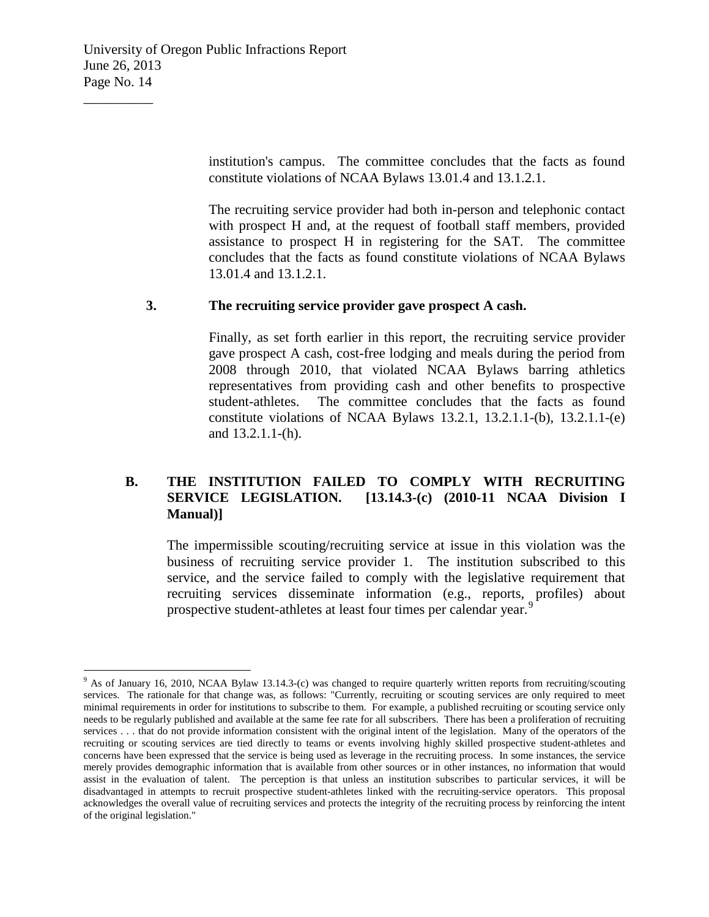institution's campus. The committee concludes that the facts as found constitute violations of NCAA Bylaws 13.01.4 and 13.1.2.1.

The recruiting service provider had both in-person and telephonic contact with prospect H and, at the request of football staff members, provided assistance to prospect H in registering for the SAT. The committee concludes that the facts as found constitute violations of NCAA Bylaws 13.01.4 and 13.1.2.1.

**3. The recruiting service provider gave prospect A cash.**

Finally, as set forth earlier in this report, the recruiting service provider gave prospect A cash, cost-free lodging and meals during the period from 2008 through 2010, that violated NCAA Bylaws barring athletics representatives from providing cash and other benefits to prospective student-athletes. The committee concludes that the facts as found constitute violations of NCAA Bylaws 13.2.1, 13.2.1.1-(b), 13.2.1.1-(e) and 13.2.1.1-(h).

## B. THE INSTITUTION FAILED TO COMPLY WITH RECRUITING SERVICE LEGISLATION. [13.14.3-(c) (2010-11 NCAA Division I Manual)]

The impermissible scouting/recruiting service at issue in this violation was the business of recruiting service provider 1. The institution subscribed to this service, and the service failed to comply with the legislative requirement that recruiting services disseminate information (e.g., reports, profiles) about prospective student-athletes at least four times per calendar year.[9]

---

[9] As of January 16, 2010, NCAA Bylaw 13.14.3-(c) was changed to require quarterly written reports from recruiting/scouting services. The rationale for that change was, as follows: "Currently, recruiting or scouting services are only required to meet minimal requirements in order for institutions to subscribe to them. For example, a published recruiting or scouting service only needs to be regularly published and available at the same fee rate for all subscribers. There has been a proliferation of recruiting services . . . that do not provide information consistent with the original intent of the legislation. Many of the operators of the recruiting or scouting services are tied directly to teams or events involving highly skilled prospective student-athletes and concerns have been expressed that the service is being used as leverage in the recruiting process. In some instances, the service merely provides demographic information that is available from other sources or in other instances, no information that would assist in the evaluation of talent. The perception is that unless an institution subscribes to particular services, it will be disadvantaged in attempts to recruit prospective student-athletes linked with the recruiting-service operators. This proposal acknowledges the overall value of recruiting services and protects the integrity of the recruiting process by reinforcing the intent of the original legislation."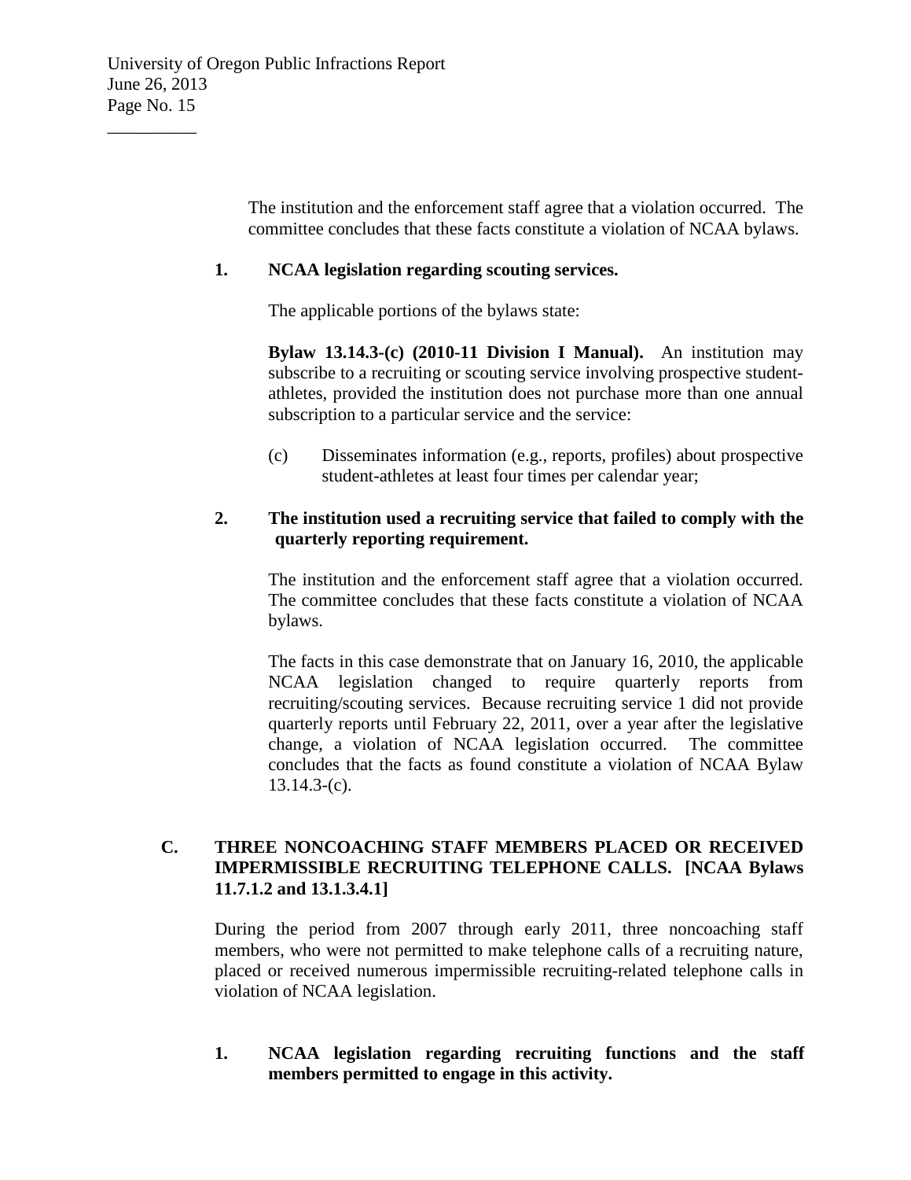The institution and the enforcement staff agree that a violation occurred. The committee concludes that these facts constitute a violation of NCAA bylaws.

**1. NCAA legislation regarding scouting services.**

The applicable portions of the bylaws state:

**Bylaw 13.14.3-(c) (2010-11 Division I Manual).** An institution may subscribe to a recruiting or scouting service involving prospective student-athletes, provided the institution does not purchase more than one annual subscription to a particular service and the service:

(c) Disseminates information (e.g., reports, profiles) about prospective student-athletes at least four times per calendar year;

**2. The institution used a recruiting service that failed to comply with the quarterly reporting requirement.**

The institution and the enforcement staff agree that a violation occurred. The committee concludes that these facts constitute a violation of NCAA bylaws.

The facts in this case demonstrate that on January 16, 2010, the applicable NCAA legislation changed to require quarterly reports from recruiting/scouting services. Because recruiting service 1 did not provide quarterly reports until February 22, 2011, over a year after the legislative change, a violation of NCAA legislation occurred. The committee concludes that the facts as found constitute a violation of NCAA Bylaw 13.14.3-(c).

## C. THREE NONCOACHING STAFF MEMBERS PLACED OR RECEIVED IMPERMISSIBLE RECRUITING TELEPHONE CALLS. [NCAA Bylaws 11.7.1.2 and 13.1.3.4.1]

During the period from 2007 through early 2011, three noncoaching staff members, who were not permitted to make telephone calls of a recruiting nature, placed or received numerous impermissible recruiting-related telephone calls in violation of NCAA legislation.

**1. NCAA legislation regarding recruiting functions and the staff members permitted to engage in this activity.**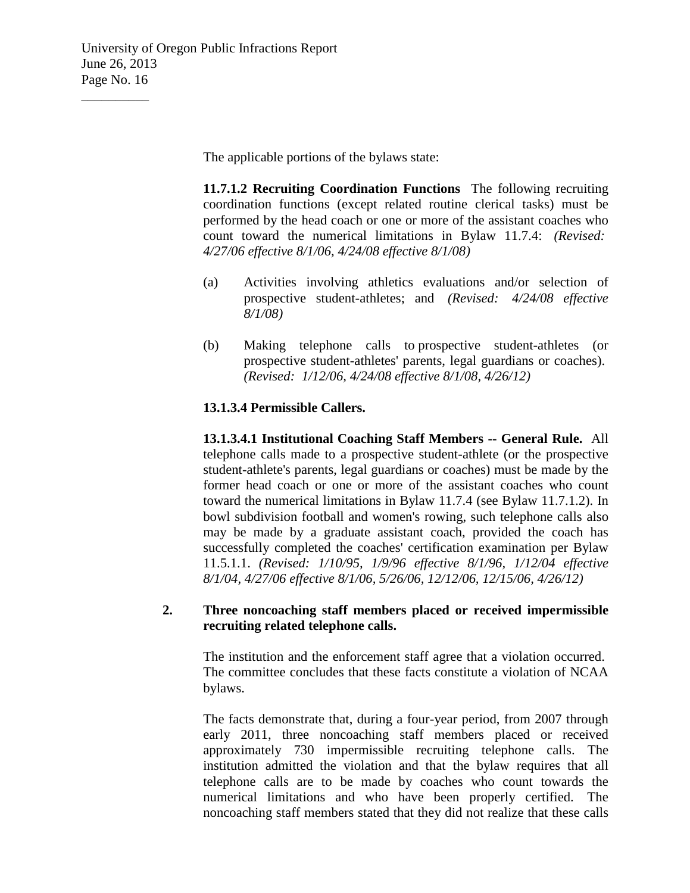The applicable portions of the bylaws state:

**11.7.1.2 Recruiting Coordination Functions** The following recruiting coordination functions (except related routine clerical tasks) must be performed by the head coach or one or more of the assistant coaches who count toward the numerical limitations in Bylaw 11.7.4: *(Revised: 4/27/06 effective 8/1/06, 4/24/08 effective 8/1/08)*

(a) Activities involving athletics evaluations and/or selection of prospective student-athletes; and *(Revised: 4/24/08 effective 8/1/08)*

(b) Making telephone calls to prospective student-athletes (or prospective student-athletes' parents, legal guardians or coaches). *(Revised: 1/12/06, 4/24/08 effective 8/1/08, 4/26/12)*

**13.1.3.4 Permissible Callers.**

**13.1.3.4.1 Institutional Coaching Staff Members -- General Rule.** All telephone calls made to a prospective student-athlete (or the prospective student-athlete's parents, legal guardians or coaches) must be made by the former head coach or one or more of the assistant coaches who count toward the numerical limitations in Bylaw 11.7.4 (see Bylaw 11.7.1.2). In bowl subdivision football and women's rowing, such telephone calls also may be made by a graduate assistant coach, provided the coach has successfully completed the coaches' certification examination per Bylaw 11.5.1.1. *(Revised: 1/10/95, 1/9/96 effective 8/1/96, 1/12/04 effective 8/1/04, 4/27/06 effective 8/1/06, 5/26/06, 12/12/06, 12/15/06, 4/26/12)*

**2. Three noncoaching staff members placed or received impermissible recruiting related telephone calls.**

The institution and the enforcement staff agree that a violation occurred. The committee concludes that these facts constitute a violation of NCAA bylaws.

The facts demonstrate that, during a four-year period, from 2007 through early 2011, three noncoaching staff members placed or received approximately 730 impermissible recruiting telephone calls. The institution admitted the violation and that the bylaw requires that all telephone calls are to be made by coaches who count towards the numerical limitations and who have been properly certified. The noncoaching staff members stated that they did not realize that these calls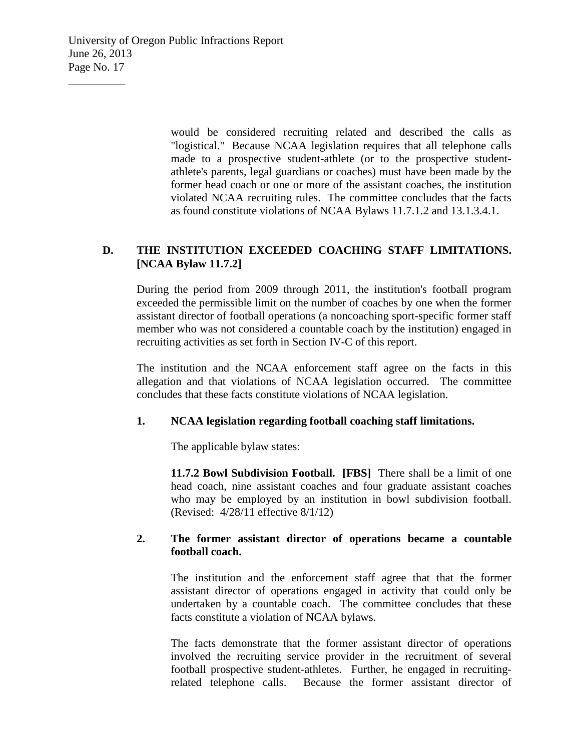would be considered recruiting related and described the calls as "logistical." Because NCAA legislation requires that all telephone calls made to a prospective student-athlete (or to the prospective student-athlete's parents, legal guardians or coaches) must have been made by the former head coach or one or more of the assistant coaches, the institution violated NCAA recruiting rules. The committee concludes that the facts as found constitute violations of NCAA Bylaws 11.7.1.2 and 13.1.3.4.1.

## D. THE INSTITUTION EXCEEDED COACHING STAFF LIMITATIONS. [NCAA Bylaw 11.7.2]

During the period from 2009 through 2011, the institution's football program exceeded the permissible limit on the number of coaches by one when the former assistant director of football operations (a noncoaching sport-specific former staff member who was not considered a countable coach by the institution) engaged in recruiting activities as set forth in Section IV-C of this report.

The institution and the NCAA enforcement staff agree on the facts in this allegation and that violations of NCAA legislation occurred. The committee concludes that these facts constitute violations of NCAA legislation.

### 1. NCAA legislation regarding football coaching staff limitations.

The applicable bylaw states:

**11.7.2 Bowl Subdivision Football. [FBS]** There shall be a limit of one head coach, nine assistant coaches and four graduate assistant coaches who may be employed by an institution in bowl subdivision football. (Revised: 4/28/11 effective 8/1/12)

### 2. The former assistant director of operations became a countable football coach.

The institution and the enforcement staff agree that that the former assistant director of operations engaged in activity that could only be undertaken by a countable coach. The committee concludes that these facts constitute a violation of NCAA bylaws.

The facts demonstrate that the former assistant director of operations involved the recruiting service provider in the recruitment of several football prospective student-athletes. Further, he engaged in recruiting-related telephone calls. Because the former assistant director of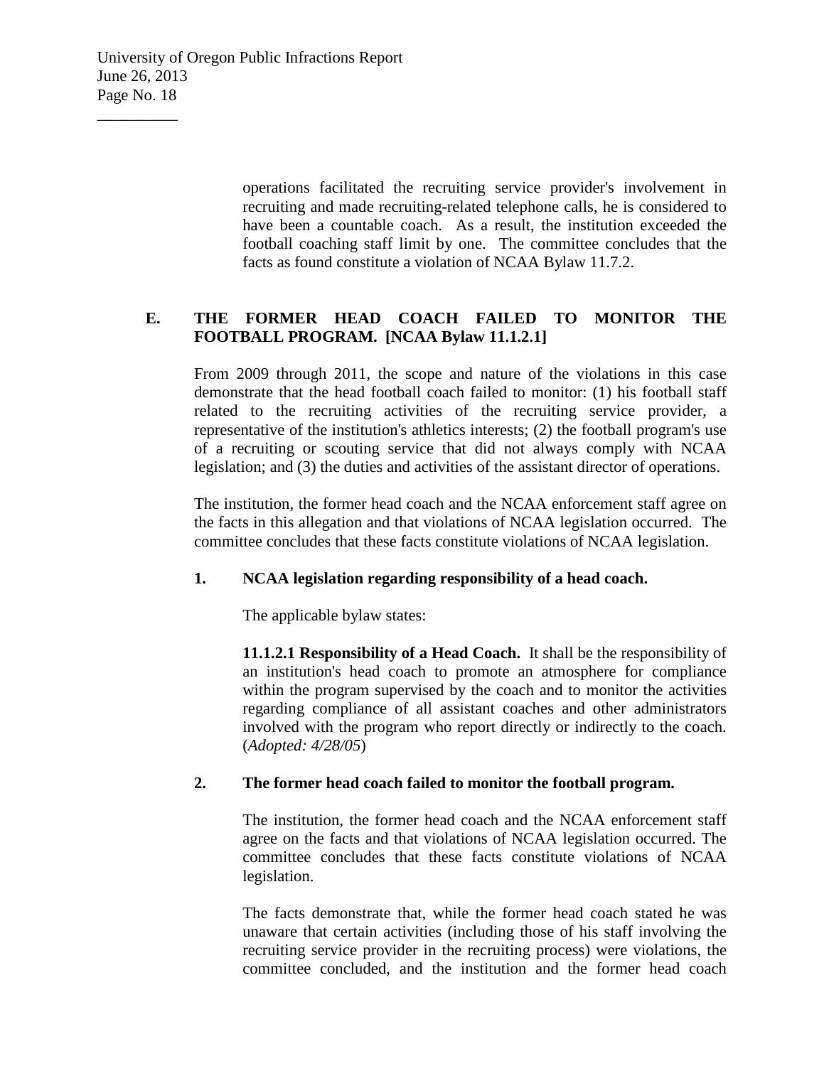operations facilitated the recruiting service provider's involvement in recruiting and made recruiting-related telephone calls, he is considered to have been a countable coach. As a result, the institution exceeded the football coaching staff limit by one. The committee concludes that the facts as found constitute a violation of NCAA Bylaw 11.7.2.

## E. THE FORMER HEAD COACH FAILED TO MONITOR THE FOOTBALL PROGRAM. [NCAA Bylaw 11.1.2.1]

From 2009 through 2011, the scope and nature of the violations in this case demonstrate that the head football coach failed to monitor: (1) his football staff related to the recruiting activities of the recruiting service provider, a representative of the institution's athletics interests; (2) the football program's use of a recruiting or scouting service that did not always comply with NCAA legislation; and (3) the duties and activities of the assistant director of operations.

The institution, the former head coach and the NCAA enforcement staff agree on the facts in this allegation and that violations of NCAA legislation occurred. The committee concludes that these facts constitute violations of NCAA legislation.

### 1. NCAA legislation regarding responsibility of a head coach.

The applicable bylaw states:

**11.1.2.1 Responsibility of a Head Coach.** It shall be the responsibility of an institution's head coach to promote an atmosphere for compliance within the program supervised by the coach and to monitor the activities regarding compliance of all assistant coaches and other administrators involved with the program who report directly or indirectly to the coach. (*Adopted: 4/28/05*)

### 2. The former head coach failed to monitor the football program.

The institution, the former head coach and the NCAA enforcement staff agree on the facts and that violations of NCAA legislation occurred. The committee concludes that these facts constitute violations of NCAA legislation.

The facts demonstrate that, while the former head coach stated he was unaware that certain activities (including those of his staff involving the recruiting service provider in the recruiting process) were violations, the committee concluded, and the institution and the former head coach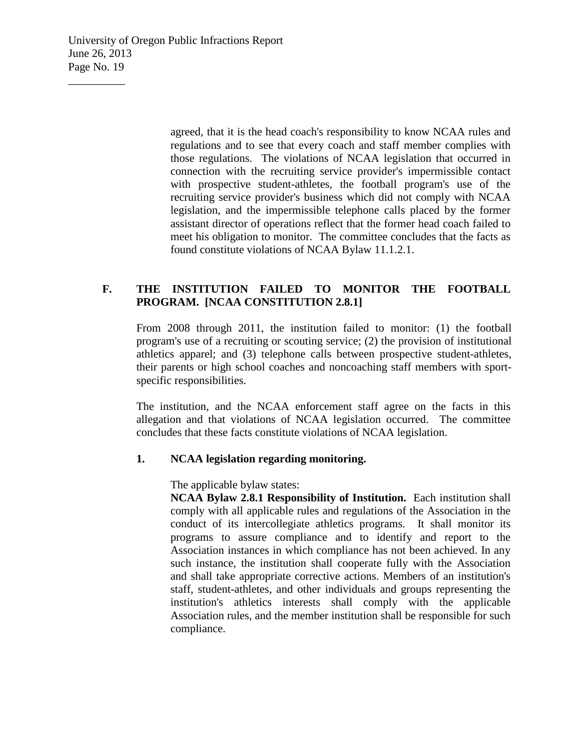agreed, that it is the head coach's responsibility to know NCAA rules and regulations and to see that every coach and staff member complies with those regulations. The violations of NCAA legislation that occurred in connection with the recruiting service provider's impermissible contact with prospective student-athletes, the football program's use of the recruiting service provider's business which did not comply with NCAA legislation, and the impermissible telephone calls placed by the former assistant director of operations reflect that the former head coach failed to meet his obligation to monitor. The committee concludes that the facts as found constitute violations of NCAA Bylaw 11.1.2.1.

## F. THE INSTITUTION FAILED TO MONITOR THE FOOTBALL PROGRAM. [NCAA CONSTITUTION 2.8.1]

From 2008 through 2011, the institution failed to monitor: (1) the football program's use of a recruiting or scouting service; (2) the provision of institutional athletics apparel; and (3) telephone calls between prospective student-athletes, their parents or high school coaches and noncoaching staff members with sport-specific responsibilities.

The institution, and the NCAA enforcement staff agree on the facts in this allegation and that violations of NCAA legislation occurred. The committee concludes that these facts constitute violations of NCAA legislation.

### 1. NCAA legislation regarding monitoring.

The applicable bylaw states:

**NCAA Bylaw 2.8.1 Responsibility of Institution.** Each institution shall comply with all applicable rules and regulations of the Association in the conduct of its intercollegiate athletics programs. It shall monitor its programs to assure compliance and to identify and report to the Association instances in which compliance has not been achieved. In any such instance, the institution shall cooperate fully with the Association and shall take appropriate corrective actions. Members of an institution's staff, student-athletes, and other individuals and groups representing the institution's athletics interests shall comply with the applicable Association rules, and the member institution shall be responsible for such compliance.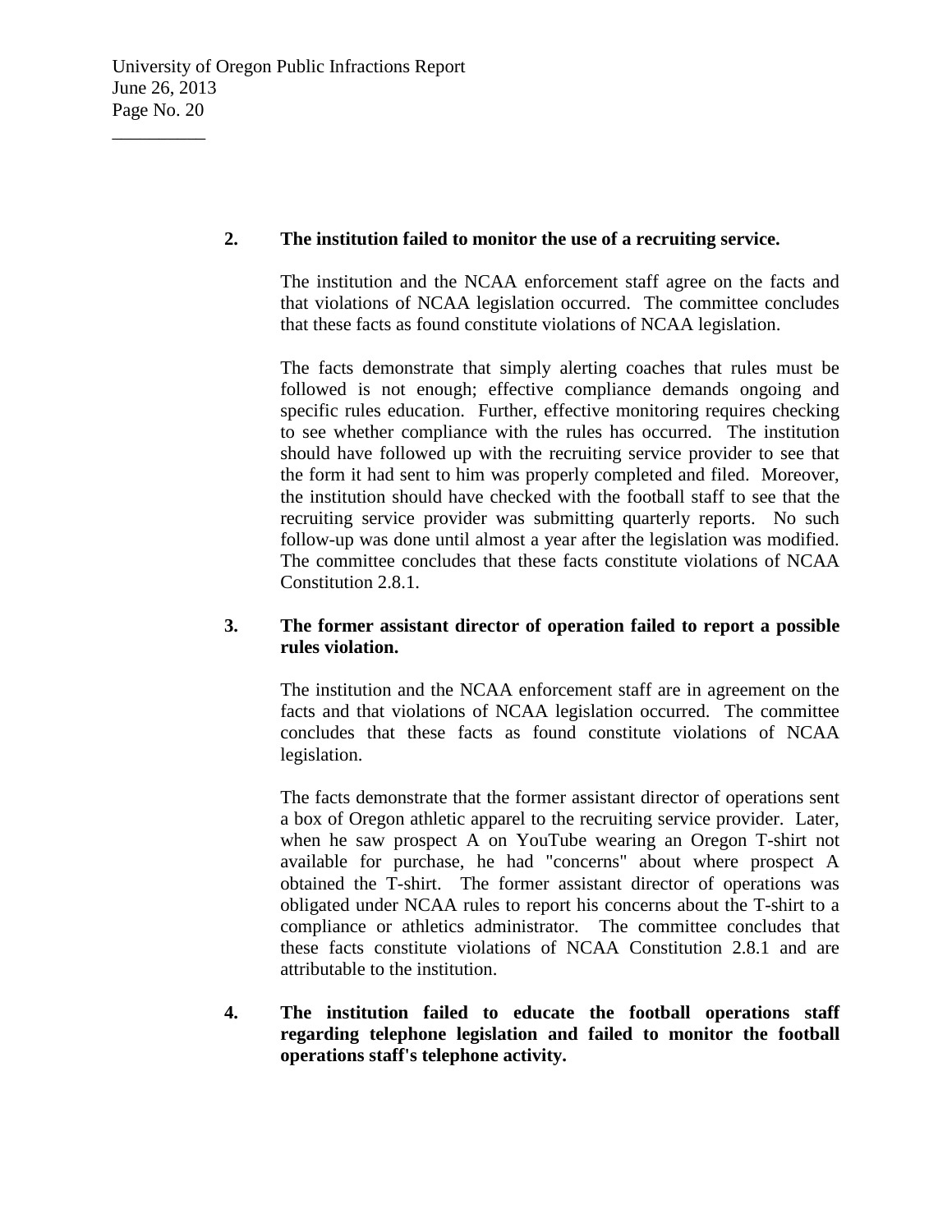**2. The institution failed to monitor the use of a recruiting service.**

The institution and the NCAA enforcement staff agree on the facts and that violations of NCAA legislation occurred. The committee concludes that these facts as found constitute violations of NCAA legislation.

The facts demonstrate that simply alerting coaches that rules must be followed is not enough; effective compliance demands ongoing and specific rules education. Further, effective monitoring requires checking to see whether compliance with the rules has occurred. The institution should have followed up with the recruiting service provider to see that the form it had sent to him was properly completed and filed. Moreover, the institution should have checked with the football staff to see that the recruiting service provider was submitting quarterly reports. No such follow-up was done until almost a year after the legislation was modified. The committee concludes that these facts constitute violations of NCAA Constitution 2.8.1.

**3. The former assistant director of operation failed to report a possible rules violation.**

The institution and the NCAA enforcement staff are in agreement on the facts and that violations of NCAA legislation occurred. The committee concludes that these facts as found constitute violations of NCAA legislation.

The facts demonstrate that the former assistant director of operations sent a box of Oregon athletic apparel to the recruiting service provider. Later, when he saw prospect A on YouTube wearing an Oregon T-shirt not available for purchase, he had "concerns" about where prospect A obtained the T-shirt. The former assistant director of operations was obligated under NCAA rules to report his concerns about the T-shirt to a compliance or athletics administrator. The committee concludes that these facts constitute violations of NCAA Constitution 2.8.1 and are attributable to the institution.

**4. The institution failed to educate the football operations staff regarding telephone legislation and failed to monitor the football operations staff's telephone activity.**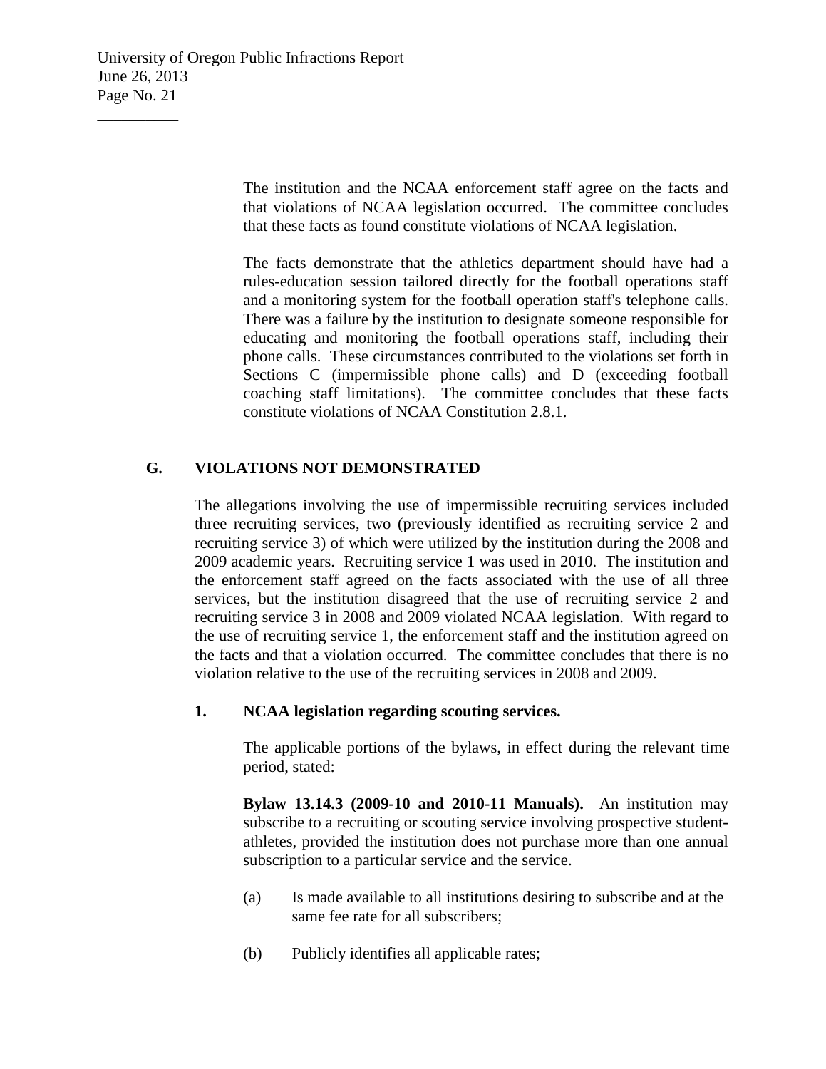The institution and the NCAA enforcement staff agree on the facts and that violations of NCAA legislation occurred. The committee concludes that these facts as found constitute violations of NCAA legislation.

The facts demonstrate that the athletics department should have had a rules-education session tailored directly for the football operations staff and a monitoring system for the football operation staff's telephone calls. There was a failure by the institution to designate someone responsible for educating and monitoring the football operations staff, including their phone calls. These circumstances contributed to the violations set forth in Sections C (impermissible phone calls) and D (exceeding football coaching staff limitations). The committee concludes that these facts constitute violations of NCAA Constitution 2.8.1.

## G. VIOLATIONS NOT DEMONSTRATED

The allegations involving the use of impermissible recruiting services included three recruiting services, two (previously identified as recruiting service 2 and recruiting service 3) of which were utilized by the institution during the 2008 and 2009 academic years. Recruiting service 1 was used in 2010. The institution and the enforcement staff agreed on the facts associated with the use of all three services, but the institution disagreed that the use of recruiting service 2 and recruiting service 3 in 2008 and 2009 violated NCAA legislation. With regard to the use of recruiting service 1, the enforcement staff and the institution agreed on the facts and that a violation occurred. The committee concludes that there is no violation relative to the use of the recruiting services in 2008 and 2009.

### 1. NCAA legislation regarding scouting services.

The applicable portions of the bylaws, in effect during the relevant time period, stated:

**Bylaw 13.14.3 (2009-10 and 2010-11 Manuals).** An institution may subscribe to a recruiting or scouting service involving prospective student-athletes, provided the institution does not purchase more than one annual subscription to a particular service and the service.

(a) Is made available to all institutions desiring to subscribe and at the same fee rate for all subscribers;

(b) Publicly identifies all applicable rates;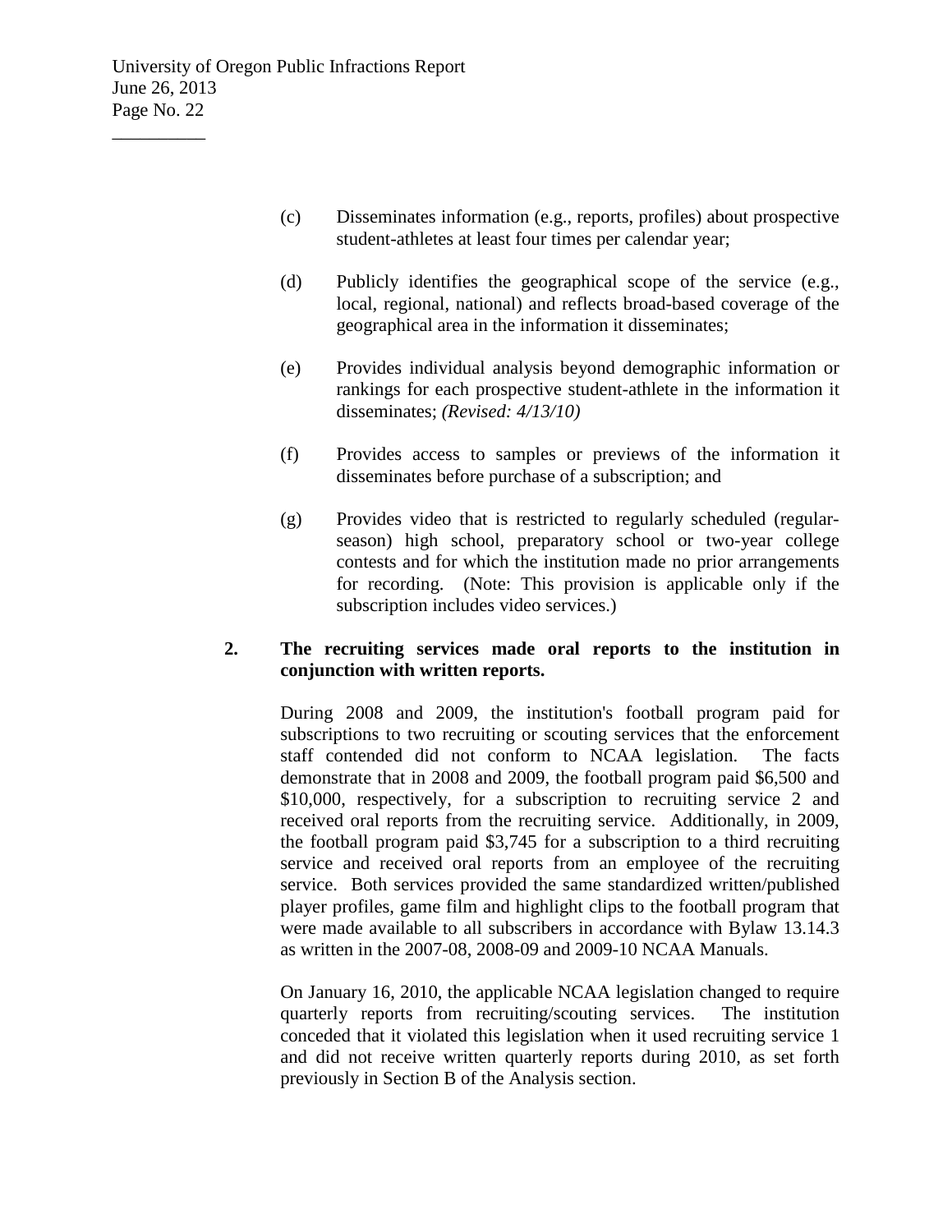(c) Disseminates information (e.g., reports, profiles) about prospective student-athletes at least four times per calendar year;

(d) Publicly identifies the geographical scope of the service (e.g., local, regional, national) and reflects broad-based coverage of the geographical area in the information it disseminates;

(e) Provides individual analysis beyond demographic information or rankings for each prospective student-athlete in the information it disseminates; *(Revised: 4/13/10)*

(f) Provides access to samples or previews of the information it disseminates before purchase of a subscription; and

(g) Provides video that is restricted to regularly scheduled (regular-season) high school, preparatory school or two-year college contests and for which the institution made no prior arrangements for recording. (Note: This provision is applicable only if the subscription includes video services.)

**2. The recruiting services made oral reports to the institution in conjunction with written reports.**

During 2008 and 2009, the institution's football program paid for subscriptions to two recruiting or scouting services that the enforcement staff contended did not conform to NCAA legislation. The facts demonstrate that in 2008 and 2009, the football program paid $6,500 and $10,000, respectively, for a subscription to recruiting service 2 and received oral reports from the recruiting service. Additionally, in 2009, the football program paid $3,745 for a subscription to a third recruiting service and received oral reports from an employee of the recruiting service. Both services provided the same standardized written/published player profiles, game film and highlight clips to the football program that were made available to all subscribers in accordance with Bylaw 13.14.3 as written in the 2007-08, 2008-09 and 2009-10 NCAA Manuals.

On January 16, 2010, the applicable NCAA legislation changed to require quarterly reports from recruiting/scouting services. The institution conceded that it violated this legislation when it used recruiting service 1 and did not receive written quarterly reports during 2010, as set forth previously in Section B of the Analysis section.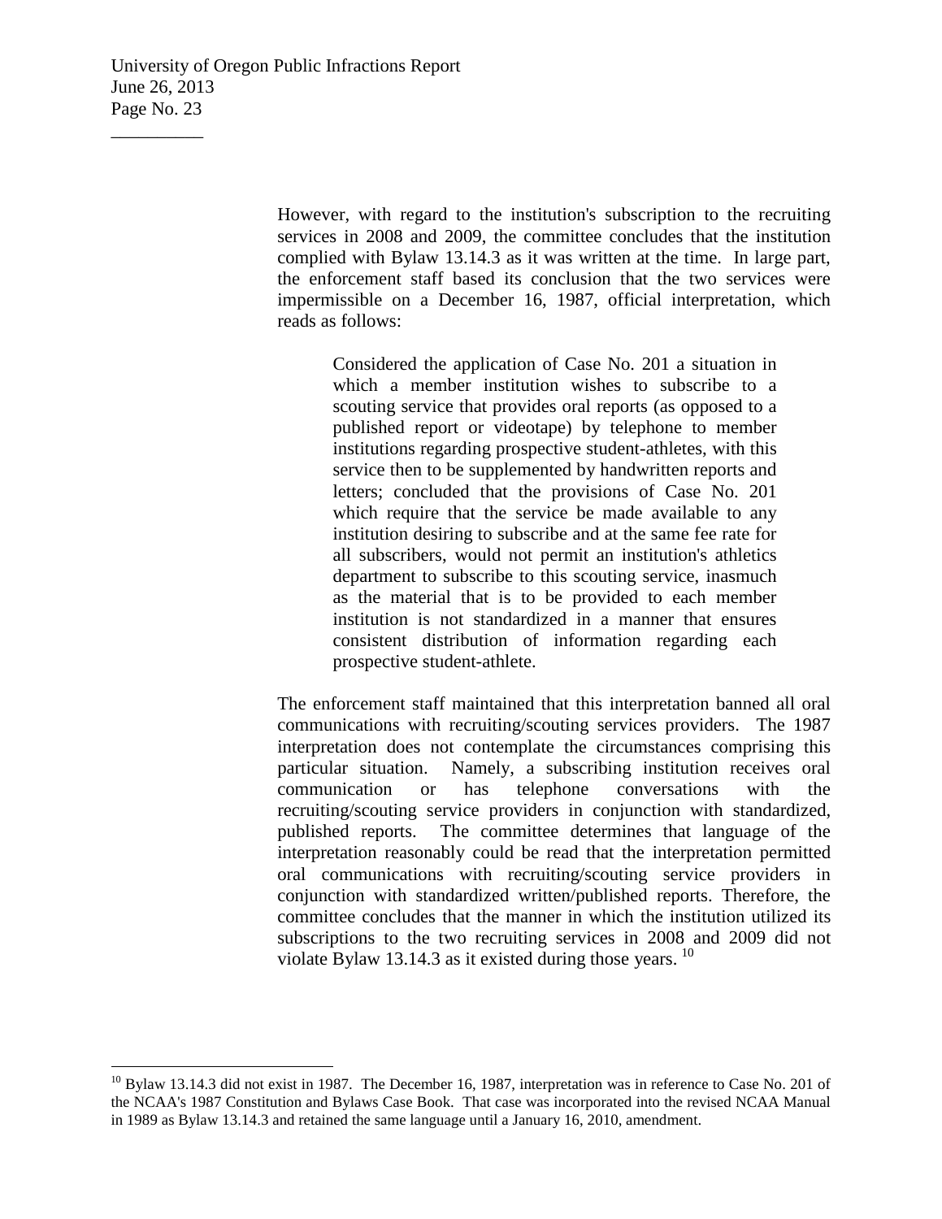However, with regard to the institution's subscription to the recruiting services in 2008 and 2009, the committee concludes that the institution complied with Bylaw 13.14.3 as it was written at the time. In large part, the enforcement staff based its conclusion that the two services were impermissible on a December 16, 1987, official interpretation, which reads as follows:

> Considered the application of Case No. 201 a situation in which a member institution wishes to subscribe to a scouting service that provides oral reports (as opposed to a published report or videotape) by telephone to member institutions regarding prospective student-athletes, with this service then to be supplemented by handwritten reports and letters; concluded that the provisions of Case No. 201 which require that the service be made available to any institution desiring to subscribe and at the same fee rate for all subscribers, would not permit an institution's athletics department to subscribe to this scouting service, inasmuch as the material that is to be provided to each member institution is not standardized in a manner that ensures consistent distribution of information regarding each prospective student-athlete.

The enforcement staff maintained that this interpretation banned all oral communications with recruiting/scouting services providers. The 1987 interpretation does not contemplate the circumstances comprising this particular situation. Namely, a subscribing institution receives oral communication or has telephone conversations with the recruiting/scouting service providers in conjunction with standardized, published reports. The committee determines that language of the interpretation reasonably could be read that the interpretation permitted oral communications with recruiting/scouting service providers in conjunction with standardized written/published reports. Therefore, the committee concludes that the manner in which the institution utilized its subscriptions to the two recruiting services in 2008 and 2009 did not violate Bylaw 13.14.3 as it existed during those years. [10]

---

[10] Bylaw 13.14.3 did not exist in 1987. The December 16, 1987, interpretation was in reference to Case No. 201 of the NCAA's 1987 Constitution and Bylaws Case Book. That case was incorporated into the revised NCAA Manual in 1989 as Bylaw 13.14.3 and retained the same language until a January 16, 2010, amendment.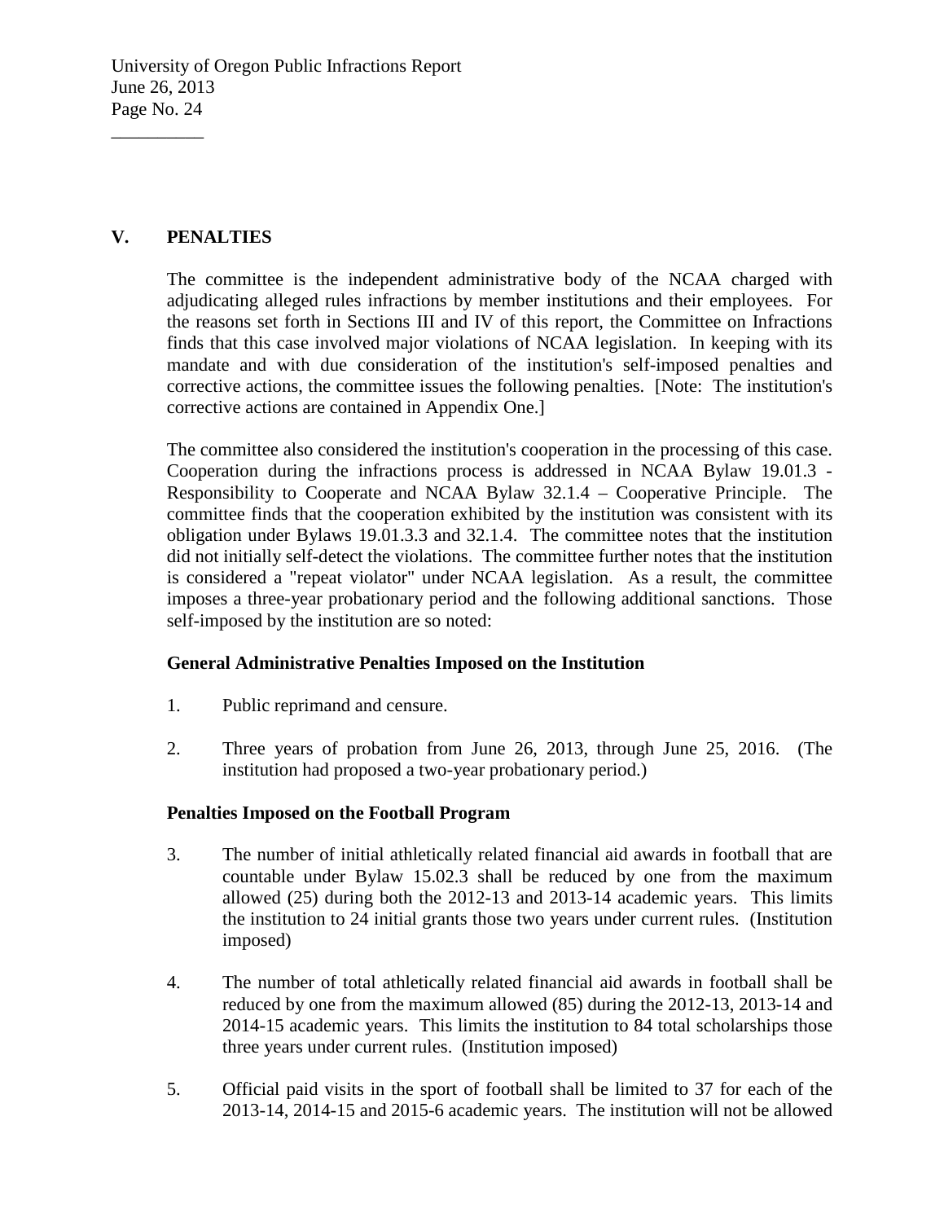## V. PENALTIES

The committee is the independent administrative body of the NCAA charged with adjudicating alleged rules infractions by member institutions and their employees. For the reasons set forth in Sections III and IV of this report, the Committee on Infractions finds that this case involved major violations of NCAA legislation. In keeping with its mandate and with due consideration of the institution's self-imposed penalties and corrective actions, the committee issues the following penalties. [Note: The institution's corrective actions are contained in Appendix One.]

The committee also considered the institution's cooperation in the processing of this case. Cooperation during the infractions process is addressed in NCAA Bylaw 19.01.3 - Responsibility to Cooperate and NCAA Bylaw 32.1.4 – Cooperative Principle. The committee finds that the cooperation exhibited by the institution was consistent with its obligation under Bylaws 19.01.3.3 and 32.1.4. The committee notes that the institution did not initially self-detect the violations. The committee further notes that the institution is considered a "repeat violator" under NCAA legislation. As a result, the committee imposes a three-year probationary period and the following additional sanctions. Those self-imposed by the institution are so noted:

**General Administrative Penalties Imposed on the Institution**

1. Public reprimand and censure.

2. Three years of probation from June 26, 2013, through June 25, 2016. (The institution had proposed a two-year probationary period.)

**Penalties Imposed on the Football Program**

3. The number of initial athletically related financial aid awards in football that are countable under Bylaw 15.02.3 shall be reduced by one from the maximum allowed (25) during both the 2012-13 and 2013-14 academic years. This limits the institution to 24 initial grants those two years under current rules. (Institution imposed)

4. The number of total athletically related financial aid awards in football shall be reduced by one from the maximum allowed (85) during the 2012-13, 2013-14 and 2014-15 academic years. This limits the institution to 84 total scholarships those three years under current rules. (Institution imposed)

5. Official paid visits in the sport of football shall be limited to 37 for each of the 2013-14, 2014-15 and 2015-6 academic years. The institution will not be allowed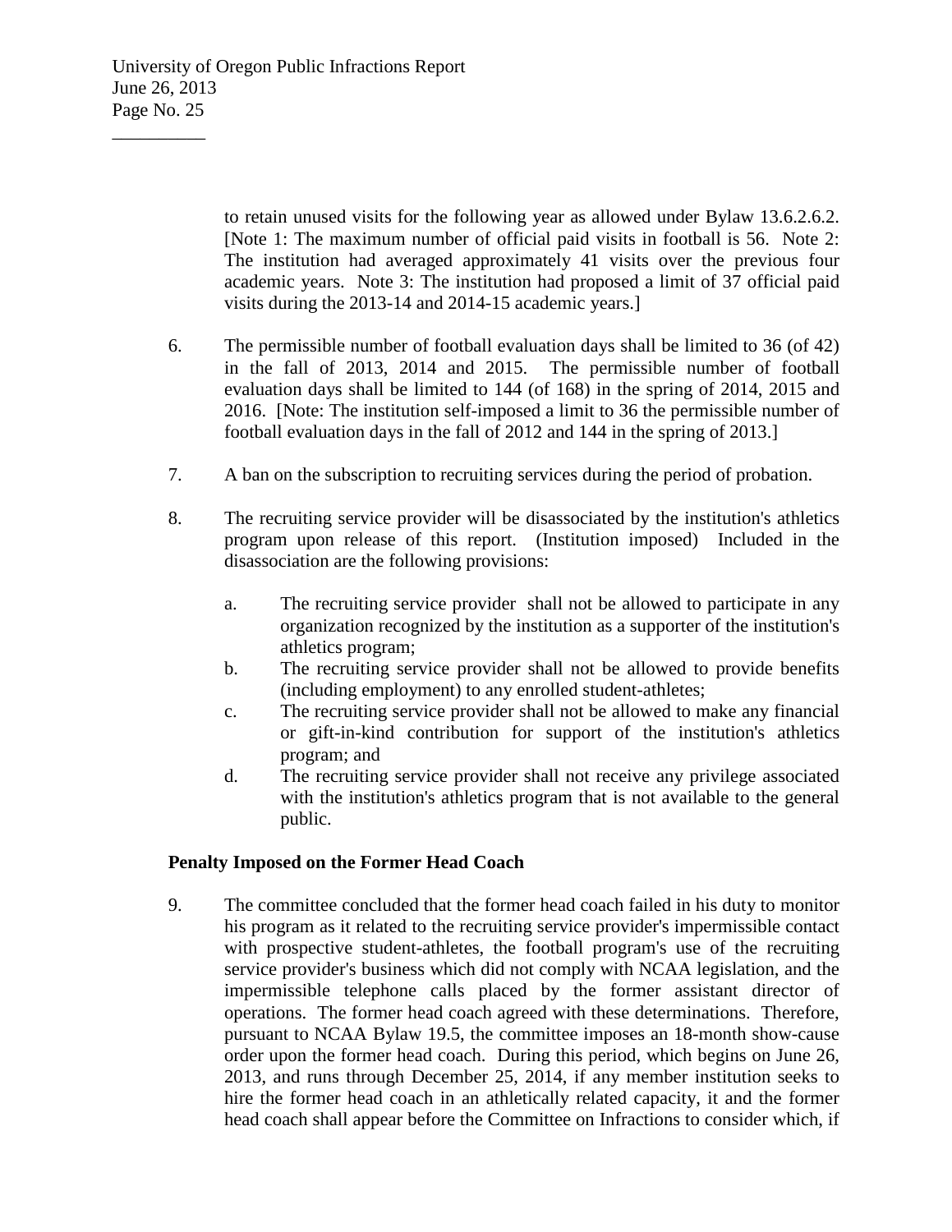to retain unused visits for the following year as allowed under Bylaw 13.6.2.6.2. [Note 1: The maximum number of official paid visits in football is 56. Note 2: The institution had averaged approximately 41 visits over the previous four academic years. Note 3: The institution had proposed a limit of 37 official paid visits during the 2013-14 and 2014-15 academic years.]

6. The permissible number of football evaluation days shall be limited to 36 (of 42) in the fall of 2013, 2014 and 2015. The permissible number of football evaluation days shall be limited to 144 (of 168) in the spring of 2014, 2015 and 2016. [Note: The institution self-imposed a limit to 36 the permissible number of football evaluation days in the fall of 2012 and 144 in the spring of 2013.]

7. A ban on the subscription to recruiting services during the period of probation.

8. The recruiting service provider will be disassociated by the institution's athletics program upon release of this report. (Institution imposed) Included in the disassociation are the following provisions:

   a. The recruiting service provider shall not be allowed to participate in any organization recognized by the institution as a supporter of the institution's athletics program;
   b. The recruiting service provider shall not be allowed to provide benefits (including employment) to any enrolled student-athletes;
   c. The recruiting service provider shall not be allowed to make any financial or gift-in-kind contribution for support of the institution's athletics program; and
   d. The recruiting service provider shall not receive any privilege associated with the institution's athletics program that is not available to the general public.

**Penalty Imposed on the Former Head Coach**

9. The committee concluded that the former head coach failed in his duty to monitor his program as it related to the recruiting service provider's impermissible contact with prospective student-athletes, the football program's use of the recruiting service provider's business which did not comply with NCAA legislation, and the impermissible telephone calls placed by the former assistant director of operations. The former head coach agreed with these determinations. Therefore, pursuant to NCAA Bylaw 19.5, the committee imposes an 18-month show-cause order upon the former head coach. During this period, which begins on June 26, 2013, and runs through December 25, 2014, if any member institution seeks to hire the former head coach in an athletically related capacity, it and the former head coach shall appear before the Committee on Infractions to consider which, if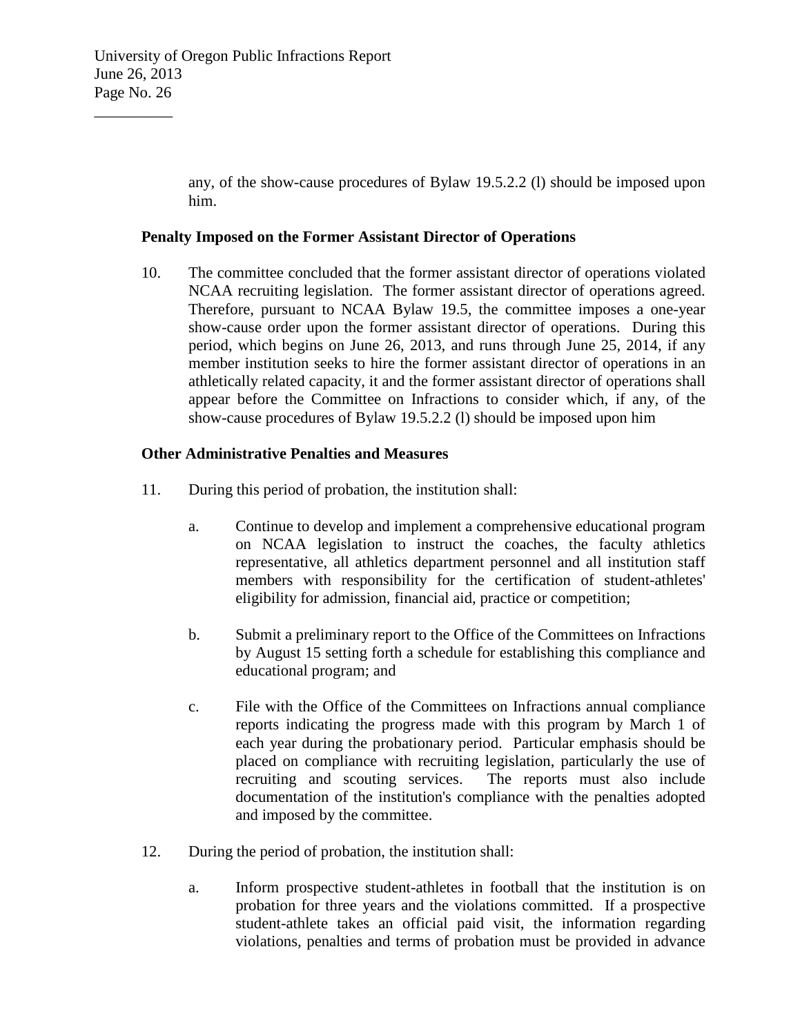any, of the show-cause procedures of Bylaw 19.5.2.2 (l) should be imposed upon him.

**Penalty Imposed on the Former Assistant Director of Operations**

10. The committee concluded that the former assistant director of operations violated NCAA recruiting legislation. The former assistant director of operations agreed. Therefore, pursuant to NCAA Bylaw 19.5, the committee imposes a one-year show-cause order upon the former assistant director of operations. During this period, which begins on June 26, 2013, and runs through June 25, 2014, if any member institution seeks to hire the former assistant director of operations in an athletically related capacity, it and the former assistant director of operations shall appear before the Committee on Infractions to consider which, if any, of the show-cause procedures of Bylaw 19.5.2.2 (l) should be imposed upon him

**Other Administrative Penalties and Measures**

11. During this period of probation, the institution shall:

    a. Continue to develop and implement a comprehensive educational program on NCAA legislation to instruct the coaches, the faculty athletics representative, all athletics department personnel and all institution staff members with responsibility for the certification of student-athletes' eligibility for admission, financial aid, practice or competition;

    b. Submit a preliminary report to the Office of the Committees on Infractions by August 15 setting forth a schedule for establishing this compliance and educational program; and

    c. File with the Office of the Committees on Infractions annual compliance reports indicating the progress made with this program by March 1 of each year during the probationary period. Particular emphasis should be placed on compliance with recruiting legislation, particularly the use of recruiting and scouting services. The reports must also include documentation of the institution's compliance with the penalties adopted and imposed by the committee.

12. During the period of probation, the institution shall:

    a. Inform prospective student-athletes in football that the institution is on probation for three years and the violations committed. If a prospective student-athlete takes an official paid visit, the information regarding violations, penalties and terms of probation must be provided in advance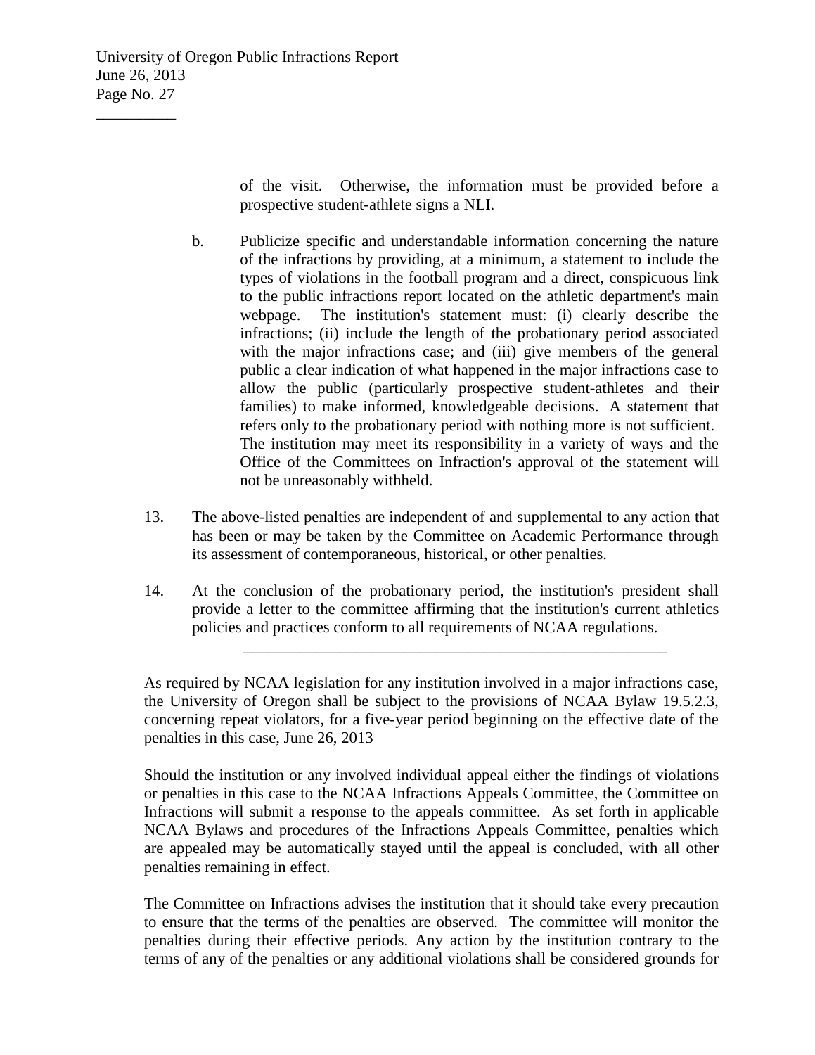of the visit. Otherwise, the information must be provided before a prospective student-athlete signs a NLI.

b. Publicize specific and understandable information concerning the nature of the infractions by providing, at a minimum, a statement to include the types of violations in the football program and a direct, conspicuous link to the public infractions report located on the athletic department's main webpage. The institution's statement must: (i) clearly describe the infractions; (ii) include the length of the probationary period associated with the major infractions case; and (iii) give members of the general public a clear indication of what happened in the major infractions case to allow the public (particularly prospective student-athletes and their families) to make informed, knowledgeable decisions. A statement that refers only to the probationary period with nothing more is not sufficient. The institution may meet its responsibility in a variety of ways and the Office of the Committees on Infraction's approval of the statement will not be unreasonably withheld.

13. The above-listed penalties are independent of and supplemental to any action that has been or may be taken by the Committee on Academic Performance through its assessment of contemporaneous, historical, or other penalties.

14. At the conclusion of the probationary period, the institution's president shall provide a letter to the committee affirming that the institution's current athletics policies and practices conform to all requirements of NCAA regulations.

---

As required by NCAA legislation for any institution involved in a major infractions case, the University of Oregon shall be subject to the provisions of NCAA Bylaw 19.5.2.3, concerning repeat violators, for a five-year period beginning on the effective date of the penalties in this case, June 26, 2013

Should the institution or any involved individual appeal either the findings of violations or penalties in this case to the NCAA Infractions Appeals Committee, the Committee on Infractions will submit a response to the appeals committee. As set forth in applicable NCAA Bylaws and procedures of the Infractions Appeals Committee, penalties which are appealed may be automatically stayed until the appeal is concluded, with all other penalties remaining in effect.

The Committee on Infractions advises the institution that it should take every precaution to ensure that the terms of the penalties are observed. The committee will monitor the penalties during their effective periods. Any action by the institution contrary to the terms of any of the penalties or any additional violations shall be considered grounds for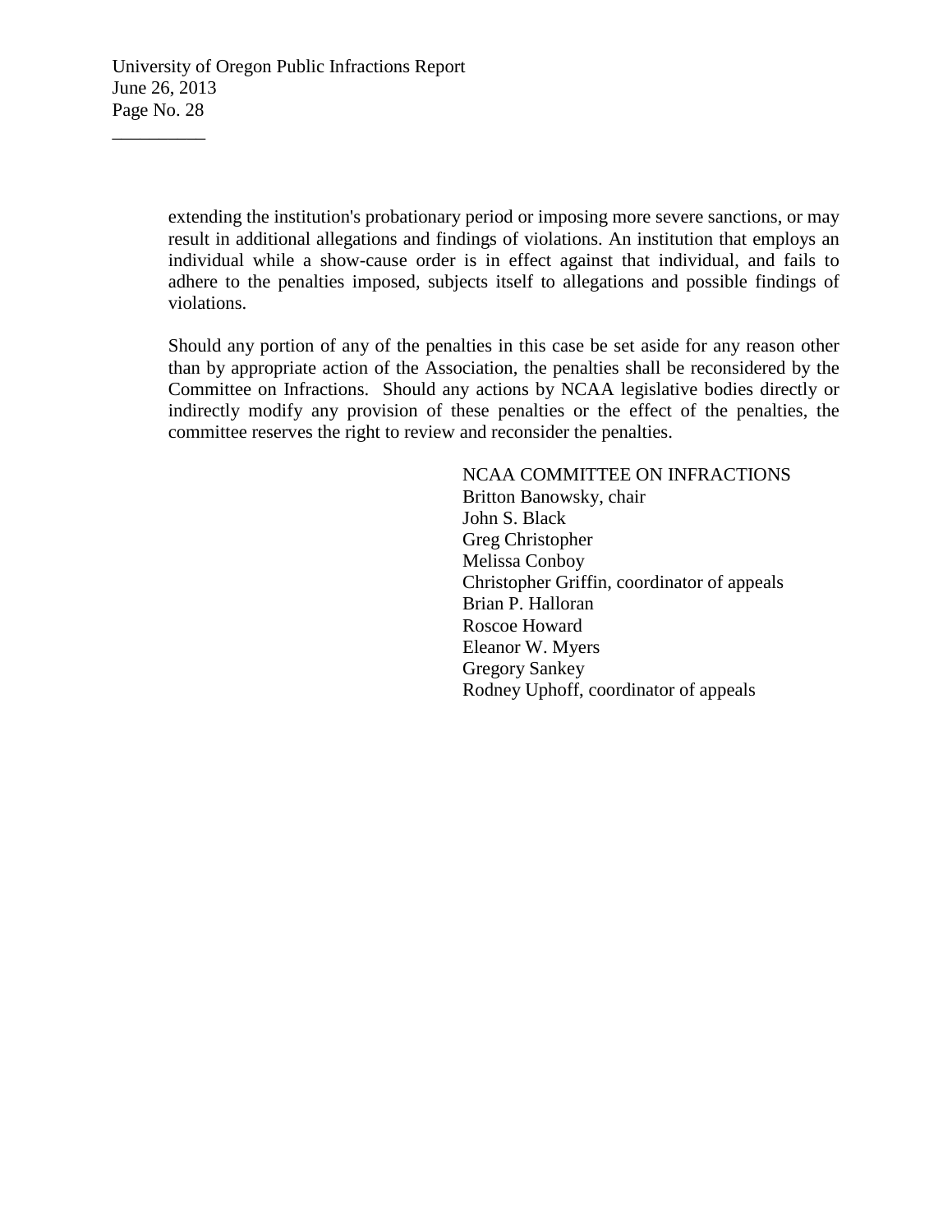extending the institution's probationary period or imposing more severe sanctions, or may result in additional allegations and findings of violations. An institution that employs an individual while a show-cause order is in effect against that individual, and fails to adhere to the penalties imposed, subjects itself to allegations and possible findings of violations.

Should any portion of any of the penalties in this case be set aside for any reason other than by appropriate action of the Association, the penalties shall be reconsidered by the Committee on Infractions. Should any actions by NCAA legislative bodies directly or indirectly modify any provision of these penalties or the effect of the penalties, the committee reserves the right to review and reconsider the penalties.

NCAA COMMITTEE ON INFRACTIONS
Britton Banowsky, chair
John S. Black
Greg Christopher
Melissa Conboy
Christopher Griffin, coordinator of appeals
Brian P. Halloran
Roscoe Howard
Eleanor W. Myers
Gregory Sankey
Rodney Uphoff, coordinator of appeals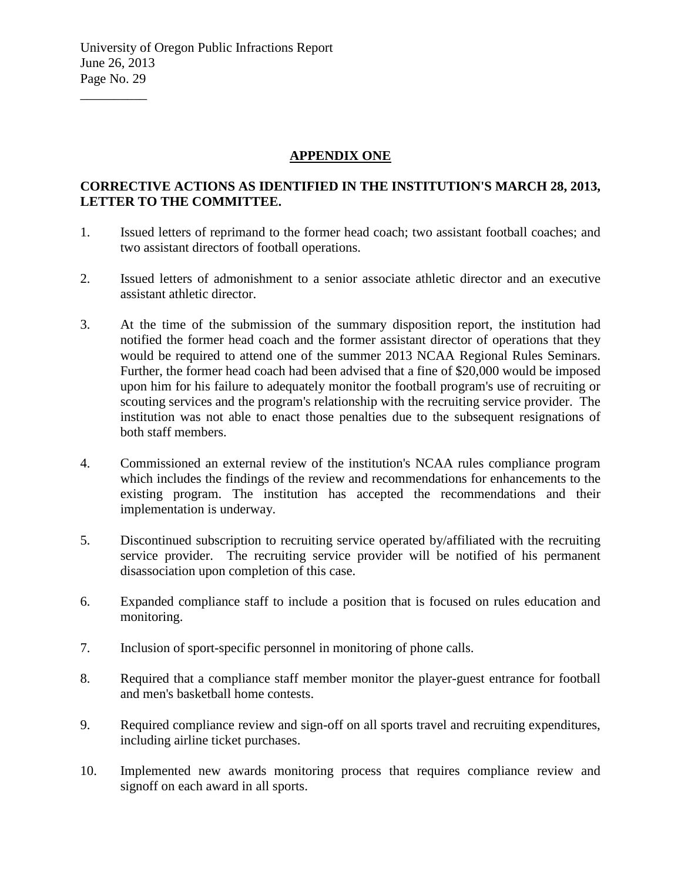## APPENDIX ONE

**CORRECTIVE ACTIONS AS IDENTIFIED IN THE INSTITUTION'S MARCH 28, 2013, LETTER TO THE COMMITTEE.**

1. Issued letters of reprimand to the former head coach; two assistant football coaches; and two assistant directors of football operations.

2. Issued letters of admonishment to a senior associate athletic director and an executive assistant athletic director.

3. At the time of the submission of the summary disposition report, the institution had notified the former head coach and the former assistant director of operations that they would be required to attend one of the summer 2013 NCAA Regional Rules Seminars. Further, the former head coach had been advised that a fine of $20,000 would be imposed upon him for his failure to adequately monitor the football program's use of recruiting or scouting services and the program's relationship with the recruiting service provider. The institution was not able to enact those penalties due to the subsequent resignations of both staff members.

4. Commissioned an external review of the institution's NCAA rules compliance program which includes the findings of the review and recommendations for enhancements to the existing program. The institution has accepted the recommendations and their implementation is underway.

5. Discontinued subscription to recruiting service operated by/affiliated with the recruiting service provider. The recruiting service provider will be notified of his permanent disassociation upon completion of this case.

6. Expanded compliance staff to include a position that is focused on rules education and monitoring.

7. Inclusion of sport-specific personnel in monitoring of phone calls.

8. Required that a compliance staff member monitor the player-guest entrance for football and men's basketball home contests.

9. Required compliance review and sign-off on all sports travel and recruiting expenditures, including airline ticket purchases.

10. Implemented new awards monitoring process that requires compliance review and signoff on each award in all sports.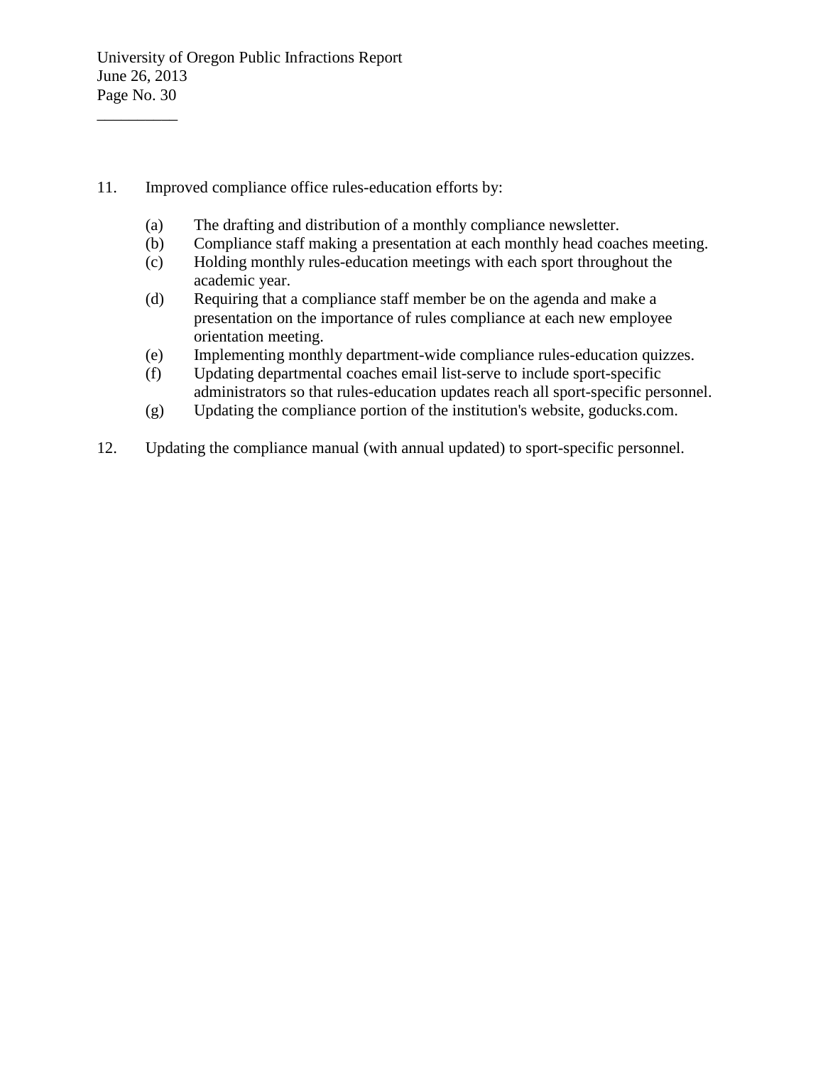11. Improved compliance office rules-education efforts by:

    (a) The drafting and distribution of a monthly compliance newsletter.
    (b) Compliance staff making a presentation at each monthly head coaches meeting.
    (c) Holding monthly rules-education meetings with each sport throughout the academic year.
    (d) Requiring that a compliance staff member be on the agenda and make a presentation on the importance of rules compliance at each new employee orientation meeting.
    (e) Implementing monthly department-wide compliance rules-education quizzes.
    (f) Updating departmental coaches email list-serve to include sport-specific administrators so that rules-education updates reach all sport-specific personnel.
    (g) Updating the compliance portion of the institution's website, goducks.com.

12. Updating the compliance manual (with annual updated) to sport-specific personnel.